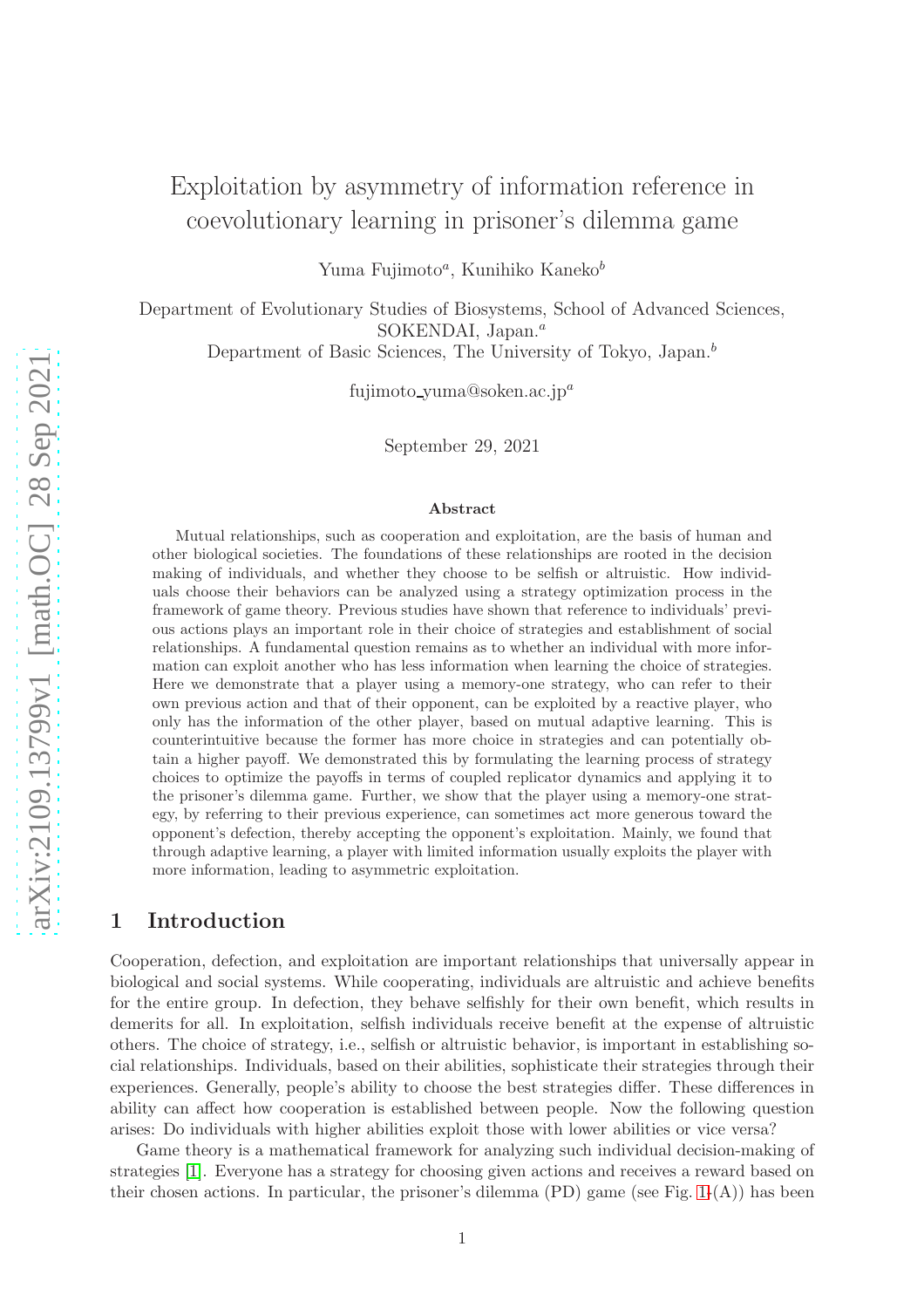# Exploitation by asymmetry of information reference in coevolutionary learning in prisoner's dilemma game

Yuma Fujimoto[a], Kunihiko Kaneko[b]

Department of Evolutionary Studies of Biosystems, School of Advanced Sciences, SOKENDAI, Japan.[a]
Department of Basic Sciences, The University of Tokyo, Japan.[b]

fujimoto_yuma@soken.ac.jp[a]

September 29, 2021

## Abstract

Mutual relationships, such as cooperation and exploitation, are the basis of human and other biological societies. The foundations of these relationships are rooted in the decision making of individuals, and whether they choose to be selfish or altruistic. How individuals choose their behaviors can be analyzed using a strategy optimization process in the framework of game theory. Previous studies have shown that reference to individuals' previous actions plays an important role in their choice of strategies and establishment of social relationships. A fundamental question remains as to whether an individual with more information can exploit another who has less information when learning the choice of strategies. Here we demonstrate that a player using a memory-one strategy, who can refer to their own previous action and that of their opponent, can be exploited by a reactive player, who only has the information of the other player, based on mutual adaptive learning. This is counterintuitive because the former has more choice in strategies and can potentially obtain a higher payoff. We demonstrated this by formulating the learning process of strategy choices to optimize the payoffs in terms of coupled replicator dynamics and applying it to the prisoner's dilemma game. Further, we show that the player using a memory-one strategy, by referring to their previous experience, can sometimes act more generous toward the opponent's defection, thereby accepting the opponent's exploitation. Mainly, we found that through adaptive learning, a player with limited information usually exploits the player with more information, leading to asymmetric exploitation.

## 1 Introduction

Cooperation, defection, and exploitation are important relationships that universally appear in biological and social systems. While cooperating, individuals are altruistic and achieve benefits for the entire group. In defection, they behave selfishly for their own benefit, which results in demerits for all. In exploitation, selfish individuals receive benefit at the expense of altruistic others. The choice of strategy, i.e., selfish or altruistic behavior, is important in establishing social relationships. Individuals, based on their abilities, sophisticate their strategies through their experiences. Generally, people's ability to choose the best strategies differ. These differences in ability can affect how cooperation is established between people. Now the following question arises: Do individuals with higher abilities exploit those with lower abilities or vice versa?

Game theory is a mathematical framework for analyzing such individual decision-making of strategies [1]. Everyone has a strategy for choosing given actions and receives a reward based on their chosen actions. In particular, the prisoner's dilemma (PD) game (see Fig. 1-(A)) has been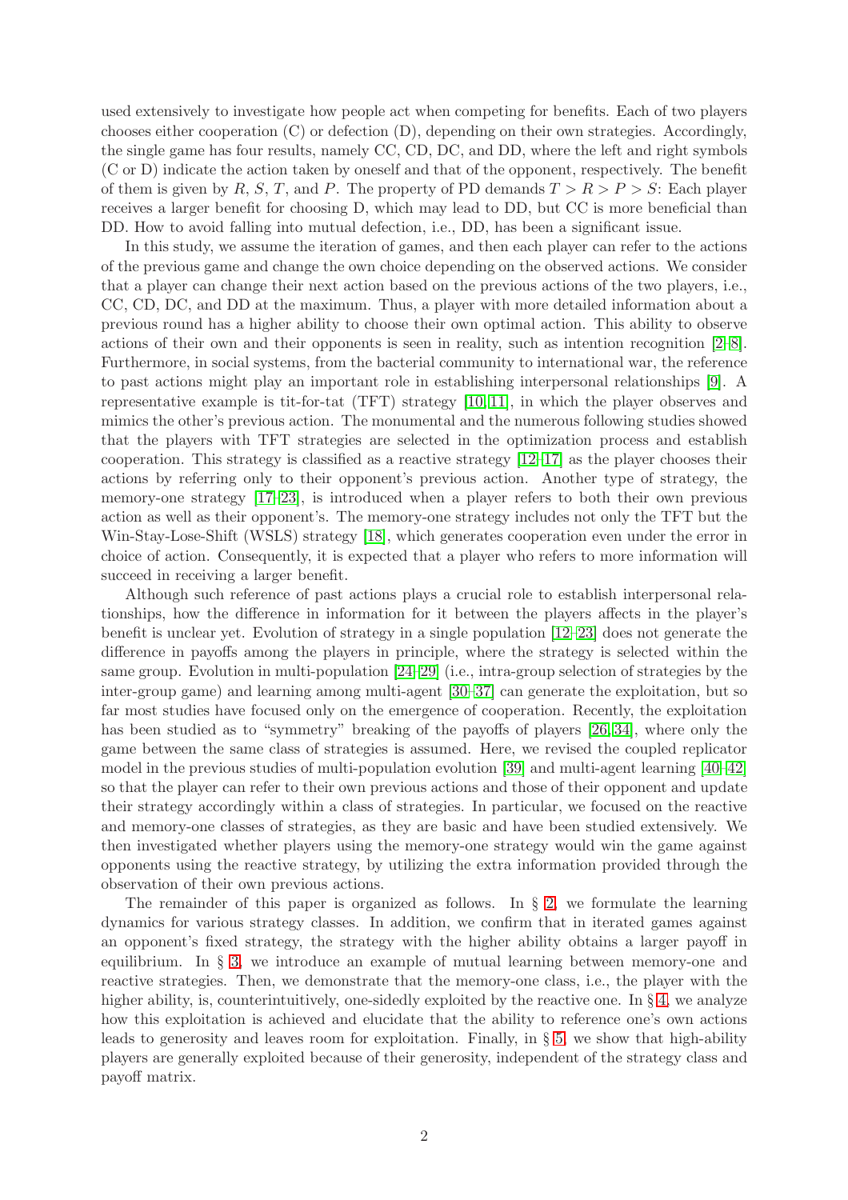used extensively to investigate how people act when competing for benefits. Each of two players chooses either cooperation (C) or defection (D), depending on their own strategies. Accordingly, the single game has four results, namely CC, CD, DC, and DD, where the left and right symbols (C or D) indicate the action taken by oneself and that of the opponent, respectively. The benefit of them is given by $R$, $S$, $T$, and $P$. The property of PD demands $T > R > P > S$: Each player receives a larger benefit for choosing D, which may lead to DD, but CC is more beneficial than DD. How to avoid falling into mutual defection, i.e., DD, has been a significant issue.

In this study, we assume the iteration of games, and then each player can refer to the actions of the previous game and change the own choice depending on the observed actions. We consider that a player can change their next action based on the previous actions of the two players, i.e., CC, CD, DC, and DD at the maximum. Thus, a player with more detailed information about a previous round has a higher ability to choose their own optimal action. This ability to observe actions of their own and their opponents is seen in reality, such as intention recognition [2–8]. Furthermore, in social systems, from the bacterial community to international war, the reference to past actions might play an important role in establishing interpersonal relationships [9]. A representative example is tit-for-tat (TFT) strategy [10, 11], in which the player observes and mimics the other's previous action. The monumental and the numerous following studies showed that the players with TFT strategies are selected in the optimization process and establish cooperation. This strategy is classified as a reactive strategy [12–17] as the player chooses their actions by referring only to their opponent's previous action. Another type of strategy, the memory-one strategy [17–23], is introduced when a player refers to both their own previous action as well as their opponent's. The memory-one strategy includes not only the TFT but the Win-Stay-Lose-Shift (WSLS) strategy [18], which generates cooperation even under the error in choice of action. Consequently, it is expected that a player who refers to more information will succeed in receiving a larger benefit.

Although such reference of past actions plays a crucial role to establish interpersonal relationships, how the difference in information for it between the players affects in the player's benefit is unclear yet. Evolution of strategy in a single population [12–23] does not generate the difference in payoffs among the players in principle, where the strategy is selected within the same group. Evolution in multi-population [24–29] (i.e., intra-group selection of strategies by the inter-group game) and learning among multi-agent [30–37] can generate the exploitation, but so far most studies have focused only on the emergence of cooperation. Recently, the exploitation has been studied as to "symmetry" breaking of the payoffs of players [26, 34], where only the game between the same class of strategies is assumed. Here, we revised the coupled replicator model in the previous studies of multi-population evolution [39] and multi-agent learning [40–42] so that the player can refer to their own previous actions and those of their opponent and update their strategy accordingly within a class of strategies. In particular, we focused on the reactive and memory-one classes of strategies, as they are basic and have been studied extensively. We then investigated whether players using the memory-one strategy would win the game against opponents using the reactive strategy, by utilizing the extra information provided through the observation of their own previous actions.

The remainder of this paper is organized as follows. In § 2, we formulate the learning dynamics for various strategy classes. In addition, we confirm that in iterated games against an opponent's fixed strategy, the strategy with the higher ability obtains a larger payoff in equilibrium. In § 3, we introduce an example of mutual learning between memory-one and reactive strategies. Then, we demonstrate that the memory-one class, i.e., the player with the higher ability, is, counterintuitively, one-sidedly exploited by the reactive one. In § 4, we analyze how this exploitation is achieved and elucidate that the ability to reference one's own actions leads to generosity and leaves room for exploitation. Finally, in § 5, we show that high-ability players are generally exploited because of their generosity, independent of the strategy class and payoff matrix.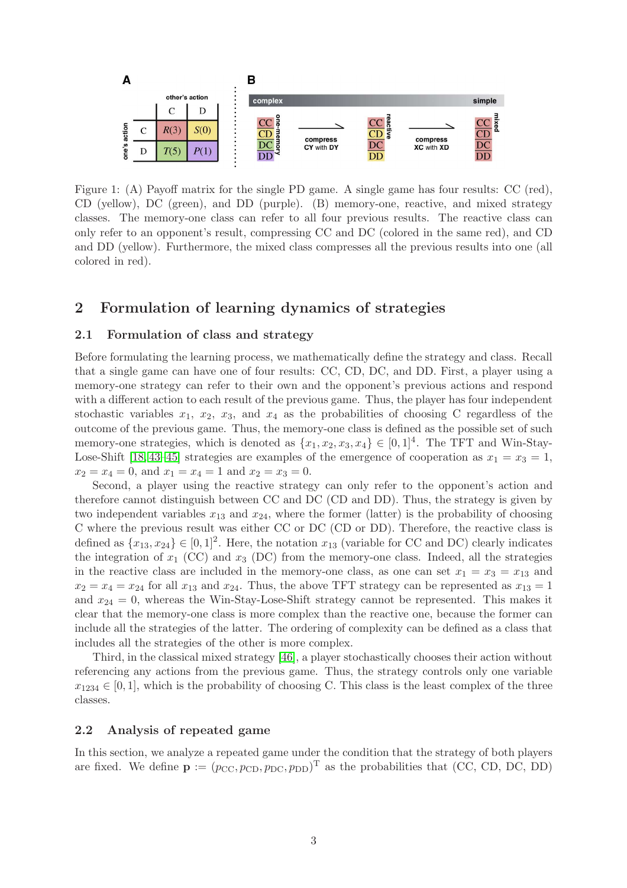Figure 1: (A) Payoff matrix for the single PD game. A single game has four results: CC (red), CD (yellow), DC (green), and DD (purple). (B) memory-one, reactive, and mixed strategy classes. The memory-one class can refer to all four previous results. The reactive class can only refer to an opponent's result, compressing CC and DC (colored in the same red), and CD and DD (yellow). Furthermore, the mixed class compresses all the previous results into one (all colored in red).

## 2 Formulation of learning dynamics of strategies

### 2.1 Formulation of class and strategy

Before formulating the learning process, we mathematically define the strategy and class. Recall that a single game can have one of four results: CC, CD, DC, and DD. First, a player using a memory-one strategy can refer to their own and the opponent's previous actions and respond with a different action to each result of the previous game. Thus, the player has four independent stochastic variables $x_1$, $x_2$, $x_3$, and $x_4$ as the probabilities of choosing C regardless of the outcome of the previous game. Thus, the memory-one class is defined as the possible set of such memory-one strategies, which is denoted as $\{x_1, x_2, x_3, x_4\} \in [0, 1]^4$. The TFT and Win-Stay-Lose-Shift [18, 43–45] strategies are examples of the emergence of cooperation as $x_1 = x_3 = 1$, $x_2 = x_4 = 0$, and $x_1 = x_4 = 1$ and $x_2 = x_3 = 0$.

Second, a player using the reactive strategy can only refer to the opponent's action and therefore cannot distinguish between CC and DC (CD and DD). Thus, the strategy is given by two independent variables $x_{13}$ and $x_{24}$, where the former (latter) is the probability of choosing C where the previous result was either CC or DC (CD or DD). Therefore, the reactive class is defined as $\{x_{13}, x_{24}\} \in [0, 1]^2$. Here, the notation $x_{13}$ (variable for CC and DC) clearly indicates the integration of $x_1$ (CC) and $x_3$ (DC) from the memory-one class. Indeed, all the strategies in the reactive class are included in the memory-one class, as one can set $x_1 = x_3 = x_{13}$ and $x_2 = x_4 = x_{24}$ for all $x_{13}$ and $x_{24}$. Thus, the above TFT strategy can be represented as $x_{13} = 1$ and $x_{24} = 0$, whereas the Win-Stay-Lose-Shift strategy cannot be represented. This makes it clear that the memory-one class is more complex than the reactive one, because the former can include all the strategies of the latter. The ordering of complexity can be defined as a class that includes all the strategies of the other is more complex.

Third, in the classical mixed strategy [46], a player stochastically chooses their action without referencing any actions from the previous game. Thus, the strategy controls only one variable $x_{1234} \in [0, 1]$, which is the probability of choosing C. This class is the least complex of the three classes.

### 2.2 Analysis of repeated game

In this section, we analyze a repeated game under the condition that the strategy of both players are fixed. We define $\mathbf{p} := (p_{\mathrm{CC}}, p_{\mathrm{CD}}, p_{\mathrm{DC}}, p_{\mathrm{DD}})^{\mathrm{T}}$ as the probabilities that (CC, CD, DC, DD)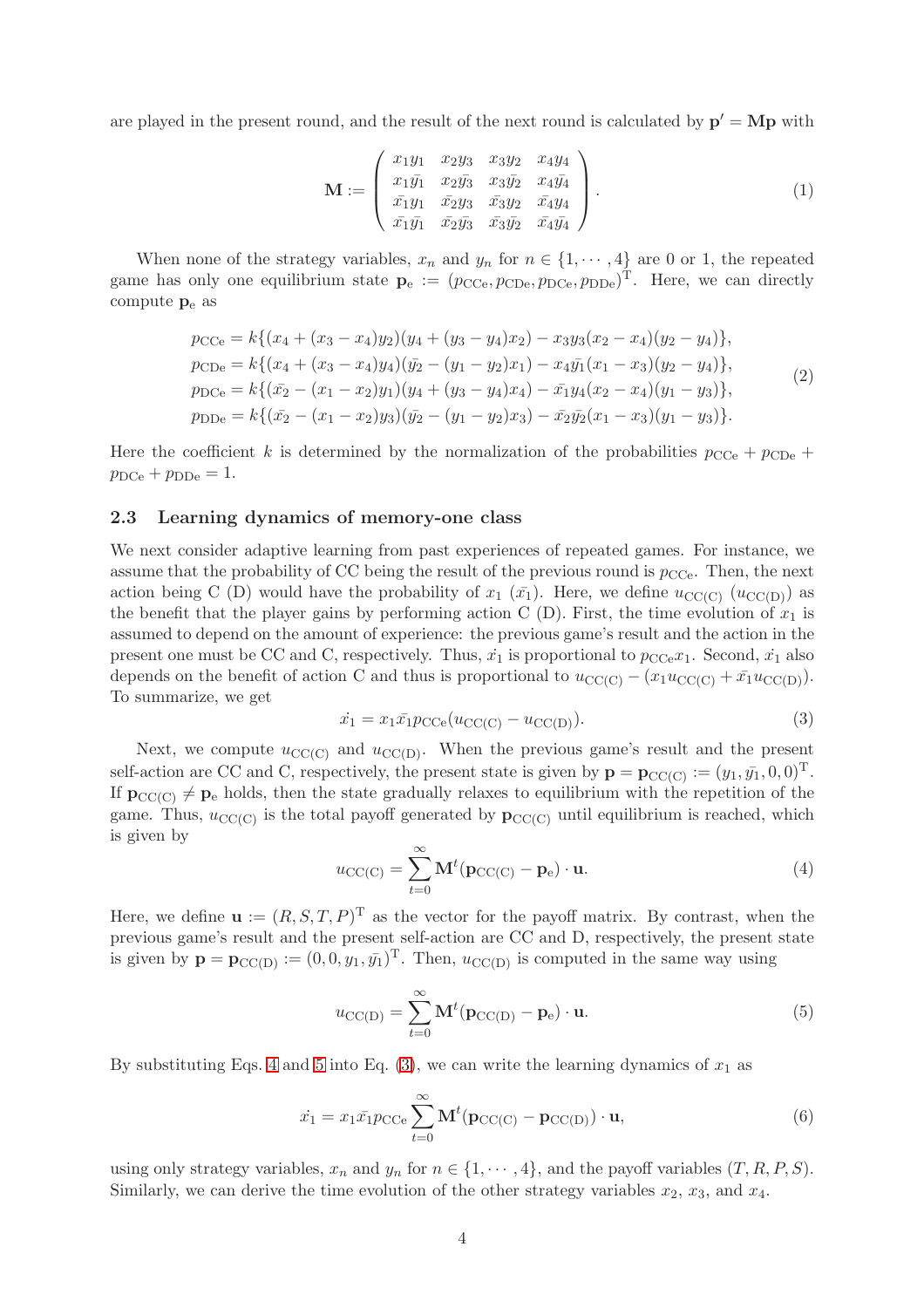are played in the present round, and the result of the next round is calculated by $\mathbf{p}' = \mathbf{M}\mathbf{p}$ with

$$
\mathbf{M} := \begin{pmatrix} x_1 y_1 & x_2 y_3 & x_3 y_2 & x_4 y_4 \\ x_1 \bar{y_1} & x_2 \bar{y_3} & x_3 \bar{y_2} & x_4 \bar{y_4} \\ \bar{x_1} y_1 & \bar{x_2} y_3 & \bar{x_3} y_2 & \bar{x_4} y_4 \\ \bar{x_1} \bar{y_1} & \bar{x_2} \bar{y_3} & \bar{x_3} \bar{y_2} & \bar{x_4} \bar{y_4} \end{pmatrix}. \tag{1}
$$

When none of the strategy variables, $x_n$ and $y_n$ for $n \in \{1, \cdots, 4\}$ are 0 or 1, the repeated game has only one equilibrium state $\mathbf{p}_\mathrm{e} := (p_\mathrm{CCe}, p_\mathrm{CDe}, p_\mathrm{DCe}, p_\mathrm{DDe})^\mathrm{T}$. Here, we can directly compute $\mathbf{p}_\mathrm{e}$ as

$$
\begin{aligned}
p_\mathrm{CCe} &= k\{(x_4 + (x_3 - x_4) y_2)(y_4 + (y_3 - y_4) x_2) - x_3 y_3 (x_2 - x_4)(y_2 - y_4)\}, \\
p_\mathrm{CDe} &= k\{(x_4 + (x_3 - x_4) y_4)(\bar{y_2} - (y_1 - y_2) x_1) - x_4 \bar{y_1} (x_1 - x_3)(y_2 - y_4)\}, \\
p_\mathrm{DCe} &= k\{(\bar{x_2} - (x_1 - x_2) y_1)(y_4 + (y_3 - y_4) x_4) - \bar{x_1} y_4 (x_2 - x_4)(y_1 - y_3)\}, \\
p_\mathrm{DDe} &= k\{(\bar{x_2} - (x_1 - x_2) y_3)(\bar{y_2} - (y_1 - y_2) x_3) - \bar{x_2} \bar{y_2} (x_1 - x_3)(y_1 - y_3)\}.
\end{aligned} \tag{2}
$$

Here the coefficient $k$ is determined by the normalization of the probabilities $p_\mathrm{CCe} + p_\mathrm{CDe} + p_\mathrm{DCe} + p_\mathrm{DDe} = 1$.

### 2.3 Learning dynamics of memory-one class

We next consider adaptive learning from past experiences of repeated games. For instance, we assume that the probability of CC being the result of the previous round is $p_\mathrm{CCe}$. Then, the next action being C (D) would have the probability of $x_1$ ($\bar{x_1}$). Here, we define $u_\mathrm{CC(C)}$ ($u_\mathrm{CC(D)}$) as the benefit that the player gains by performing action C (D). First, the time evolution of $x_1$ is assumed to depend on the amount of experience: the previous game's result and the action in the present one must be CC and C, respectively. Thus, $\dot{x_1}$ is proportional to $p_\mathrm{CCe} x_1$. Second, $\dot{x_1}$ also depends on the benefit of action C and thus is proportional to $u_\mathrm{CC(C)} - (x_1 u_\mathrm{CC(C)} + \bar{x_1} u_\mathrm{CC(D)})$. To summarize, we get

$$
\dot{x_1} = x_1 \bar{x_1} p_\mathrm{CCe} (u_\mathrm{CC(C)} - u_\mathrm{CC(D)}). \tag{3}
$$

Next, we compute $u_\mathrm{CC(C)}$ and $u_\mathrm{CC(D)}$. When the previous game's result and the present self-action are CC and C, respectively, the present state is given by $\mathbf{p} = \mathbf{p}_\mathrm{CC(C)} := (y_1, \bar{y_1}, 0, 0)^\mathrm{T}$. If $\mathbf{p}_\mathrm{CC(C)} \neq \mathbf{p}_\mathrm{e}$ holds, then the state gradually relaxes to equilibrium with the repetition of the game. Thus, $u_\mathrm{CC(C)}$ is the total payoff generated by $\mathbf{p}_\mathrm{CC(C)}$ until equilibrium is reached, which is given by

$$
u_\mathrm{CC(C)} = \sum_{t=0}^{\infty} \mathbf{M}^t (\mathbf{p}_\mathrm{CC(C)} - \mathbf{p}_\mathrm{e}) \cdot \mathbf{u}. \tag{4}
$$

Here, we define $\mathbf{u} := (R, S, T, P)^\mathrm{T}$ as the vector for the payoff matrix. By contrast, when the previous game's result and the present self-action are CC and D, respectively, the present state is given by $\mathbf{p} = \mathbf{p}_\mathrm{CC(D)} := (0, 0, y_1, \bar{y_1})^\mathrm{T}$. Then, $u_\mathrm{CC(D)}$ is computed in the same way using

$$
u_\mathrm{CC(D)} = \sum_{t=0}^{\infty} \mathbf{M}^t (\mathbf{p}_\mathrm{CC(D)} - \mathbf{p}_\mathrm{e}) \cdot \mathbf{u}. \tag{5}
$$

By substituting Eqs. 4 and 5 into Eq. (3), we can write the learning dynamics of $x_1$ as

$$
\dot{x_1} = x_1 \bar{x_1} p_\mathrm{CCe} \sum_{t=0}^{\infty} \mathbf{M}^t (\mathbf{p}_\mathrm{CC(C)} - \mathbf{p}_\mathrm{CC(D)}) \cdot \mathbf{u}, \tag{6}
$$

using only strategy variables, $x_n$ and $y_n$ for $n \in \{1, \cdots, 4\}$, and the payoff variables $(T, R, P, S)$. Similarly, we can derive the time evolution of the other strategy variables $x_2$, $x_3$, and $x_4$.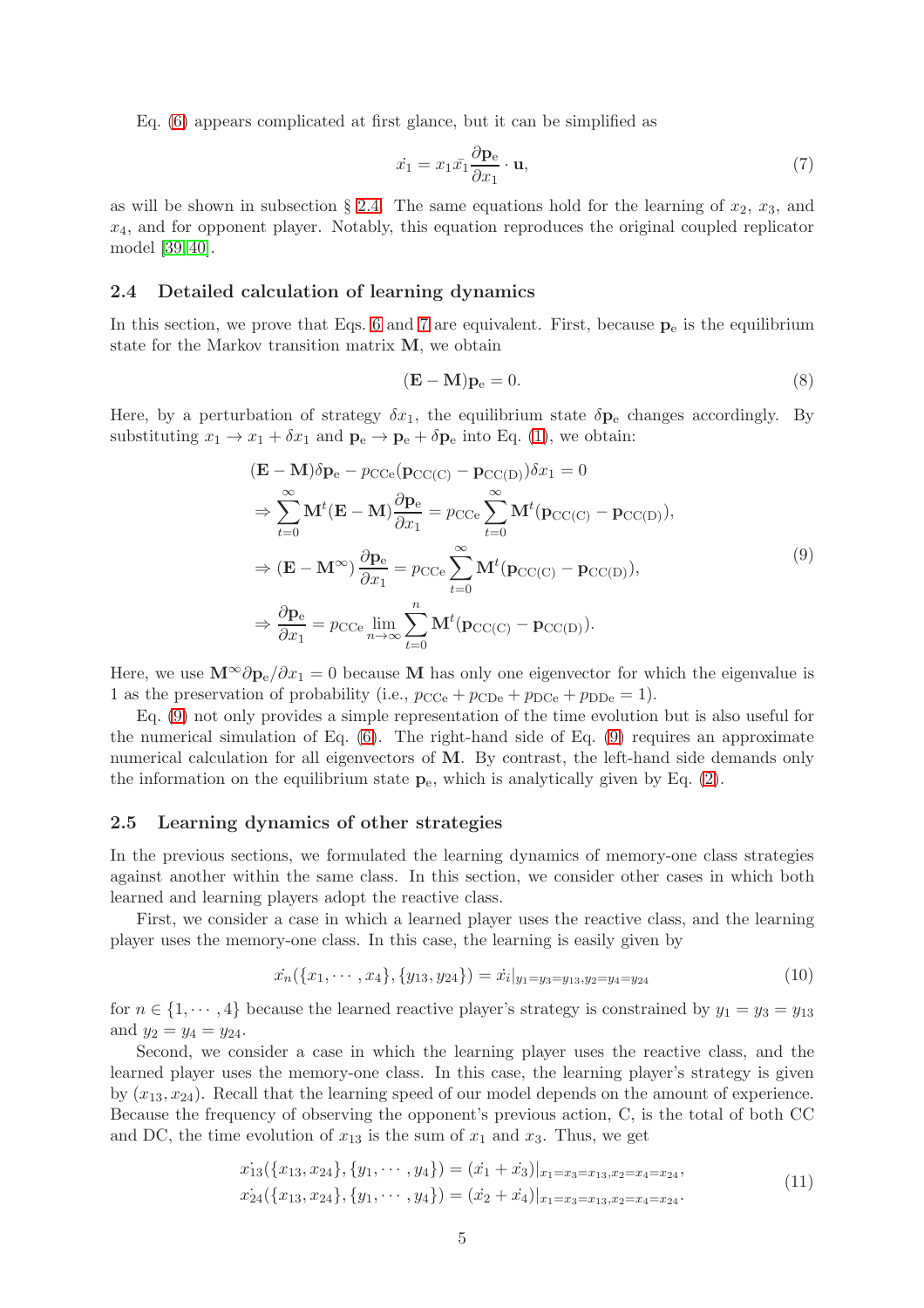Eq. (6) appears complicated at first glance, but it can be simplified as

$$\dot{x_1} = x_1 \bar{x_1} \frac{\partial \mathbf{p}_{\mathrm{e}}}{\partial x_1} \cdot \mathbf{u}, \tag{7}$$

as will be shown in subsection § 2.4. The same equations hold for the learning of $x_2$, $x_3$, and $x_4$, and for opponent player. Notably, this equation reproduces the original coupled replicator model [39, 40].

### 2.4 Detailed calculation of learning dynamics

In this section, we prove that Eqs. 6 and 7 are equivalent. First, because $\mathbf{p}_{\mathrm{e}}$ is the equilibrium state for the Markov transition matrix $\mathbf{M}$, we obtain

$$(\mathbf{E} - \mathbf{M})\mathbf{p}_{\mathrm{e}} = 0. \tag{8}$$

Here, by a perturbation of strategy $\delta x_1$, the equilibrium state $\delta \mathbf{p}_{\mathrm{e}}$ changes accordingly. By substituting $x_1 \to x_1 + \delta x_1$ and $\mathbf{p}_{\mathrm{e}} \to \mathbf{p}_{\mathrm{e}} + \delta \mathbf{p}_{\mathrm{e}}$ into Eq. (1), we obtain:

$$\begin{aligned}
&(\mathbf{E} - \mathbf{M})\delta \mathbf{p}_{\mathrm{e}} - p_{\mathrm{CCe}}(\mathbf{p}_{\mathrm{CC(C)}} - \mathbf{p}_{\mathrm{CC(D)}})\delta x_1 = 0 \\
&\Rightarrow \sum_{t=0}^{\infty} \mathbf{M}^t (\mathbf{E} - \mathbf{M}) \frac{\partial \mathbf{p}_{\mathrm{e}}}{\partial x_1} = p_{\mathrm{CCe}} \sum_{t=0}^{\infty} \mathbf{M}^t (\mathbf{p}_{\mathrm{CC(C)}} - \mathbf{p}_{\mathrm{CC(D)}}), \\
&\Rightarrow (\mathbf{E} - \mathbf{M}^{\infty}) \frac{\partial \mathbf{p}_{\mathrm{e}}}{\partial x_1} = p_{\mathrm{CCe}} \sum_{t=0}^{\infty} \mathbf{M}^t (\mathbf{p}_{\mathrm{CC(C)}} - \mathbf{p}_{\mathrm{CC(D)}}), \\
&\Rightarrow \frac{\partial \mathbf{p}_{\mathrm{e}}}{\partial x_1} = p_{\mathrm{CCe}} \lim_{n \to \infty} \sum_{t=0}^{n} \mathbf{M}^t (\mathbf{p}_{\mathrm{CC(C)}} - \mathbf{p}_{\mathrm{CC(D)}}).
\end{aligned} \tag{9}$$

Here, we use $\mathbf{M}^{\infty} \partial \mathbf{p}_{\mathrm{e}} / \partial x_1 = 0$ because $\mathbf{M}$ has only one eigenvector for which the eigenvalue is 1 as the preservation of probability (i.e., $p_{\mathrm{CCe}} + p_{\mathrm{CDe}} + p_{\mathrm{DCe}} + p_{\mathrm{DDe}} = 1$).

Eq. (9) not only provides a simple representation of the time evolution but is also useful for the numerical simulation of Eq. (6). The right-hand side of Eq. (9) requires an approximate numerical calculation for all eigenvectors of $\mathbf{M}$. By contrast, the left-hand side demands only the information on the equilibrium state $\mathbf{p}_{\mathrm{e}}$, which is analytically given by Eq. (2).

### 2.5 Learning dynamics of other strategies

In the previous sections, we formulated the learning dynamics of memory-one class strategies against another within the same class. In this section, we consider other cases in which both learned and learning players adopt the reactive class.

First, we consider a case in which a learned player uses the reactive class, and the learning player uses the memory-one class. In this case, the learning is easily given by

$$\dot{x_n}(\{x_1, \cdots, x_4\}, \{y_{13}, y_{24}\}) = \dot{x_i}|_{y_1 = y_3 = y_{13}, y_2 = y_4 = y_{24}} \tag{10}$$

for $n \in \{1, \cdots, 4\}$ because the learned reactive player's strategy is constrained by $y_1 = y_3 = y_{13}$ and $y_2 = y_4 = y_{24}$.

Second, we consider a case in which the learning player uses the reactive class, and the learned player uses the memory-one class. In this case, the learning player's strategy is given by $(x_{13}, x_{24})$. Recall that the learning speed of our model depends on the amount of experience. Because the frequency of observing the opponent's previous action, C, is the total of both CC and DC, the time evolution of $x_{13}$ is the sum of $x_1$ and $x_3$. Thus, we get

$$\begin{aligned}
\dot{x_{13}}(\{x_{13}, x_{24}\}, \{y_1, \cdots, y_4\}) &= (\dot{x_1} + \dot{x_3})|_{x_1 = x_3 = x_{13}, x_2 = x_4 = x_{24}}, \\
\dot{x_{24}}(\{x_{13}, x_{24}\}, \{y_1, \cdots, y_4\}) &= (\dot{x_2} + \dot{x_4})|_{x_1 = x_3 = x_{13}, x_2 = x_4 = x_{24}}.
\end{aligned} \tag{11}$$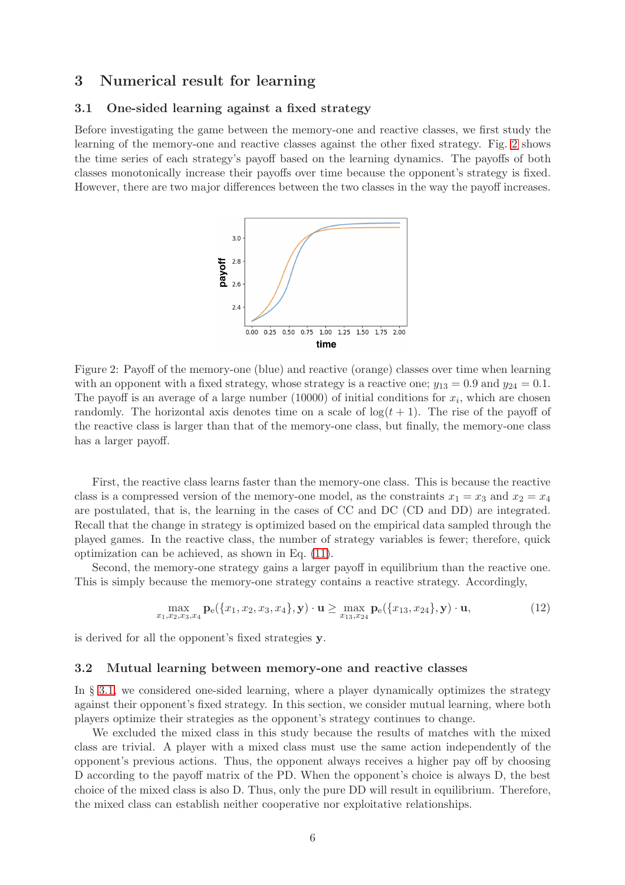## 3 Numerical result for learning

### 3.1 One-sided learning against a fixed strategy

Before investigating the game between the memory-one and reactive classes, we first study the learning of the memory-one and reactive classes against the other fixed strategy. Fig. 2 shows the time series of each strategy's payoff based on the learning dynamics. The payoffs of both classes monotonically increase their payoffs over time because the opponent's strategy is fixed. However, there are two major differences between the two classes in the way the payoff increases.

Figure 2: Payoff of the memory-one (blue) and reactive (orange) classes over time when learning with an opponent with a fixed strategy, whose strategy is a reactive one; $y_{13} = 0.9$ and $y_{24} = 0.1$. The payoff is an average of a large number (10000) of initial conditions for $x_i$, which are chosen randomly. The horizontal axis denotes time on a scale of $\log(t + 1)$. The rise of the payoff of the reactive class is larger than that of the memory-one class, but finally, the memory-one class has a larger payoff.

First, the reactive class learns faster than the memory-one class. This is because the reactive class is a compressed version of the memory-one model, as the constraints $x_1 = x_3$ and $x_2 = x_4$ are postulated, that is, the learning in the cases of CC and DC (CD and DD) are integrated. Recall that the change in strategy is optimized based on the empirical data sampled through the played games. In the reactive class, the number of strategy variables is fewer; therefore, quick optimization can be achieved, as shown in Eq. (11).

Second, the memory-one strategy gains a larger payoff in equilibrium than the reactive one. This is simply because the memory-one strategy contains a reactive strategy. Accordingly,

$$\max_{x_1,x_2,x_3,x_4} \mathbf{p}_{\mathrm{e}}(\{x_1, x_2, x_3, x_4\}, \mathbf{y}) \cdot \mathbf{u} \geq \max_{x_{13},x_{24}} \mathbf{p}_{\mathrm{e}}(\{x_{13}, x_{24}\}, \mathbf{y}) \cdot \mathbf{u}, \tag{12}$$

is derived for all the opponent's fixed strategies $\mathbf{y}$.

### 3.2 Mutual learning between memory-one and reactive classes

In § 3.1, we considered one-sided learning, where a player dynamically optimizes the strategy against their opponent's fixed strategy. In this section, we consider mutual learning, where both players optimize their strategies as the opponent's strategy continues to change.

We excluded the mixed class in this study because the results of matches with the mixed class are trivial. A player with a mixed class must use the same action independently of the opponent's previous actions. Thus, the opponent always receives a higher pay off by choosing D according to the payoff matrix of the PD. When the opponent's choice is always D, the best choice of the mixed class is also D. Thus, only the pure DD will result in equilibrium. Therefore, the mixed class can establish neither cooperative nor exploitative relationships.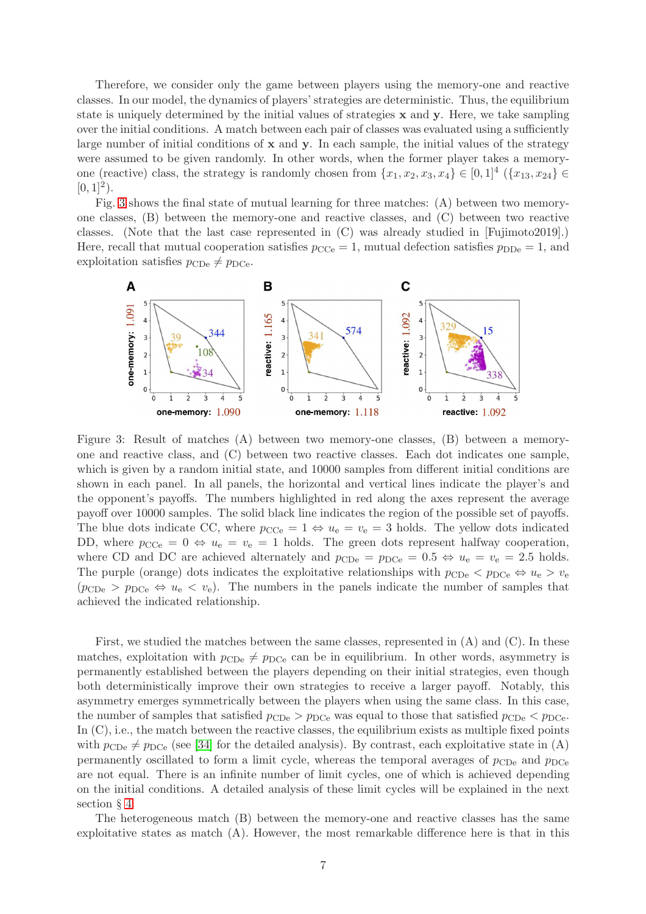Therefore, we consider only the game between players using the memory-one and reactive classes. In our model, the dynamics of players' strategies are deterministic. Thus, the equilibrium state is uniquely determined by the initial values of strategies $\mathbf{x}$ and $\mathbf{y}$. Here, we take sampling over the initial conditions. A match between each pair of classes was evaluated using a sufficiently large number of initial conditions of $\mathbf{x}$ and $\mathbf{y}$. In each sample, the initial values of the strategy were assumed to be given randomly. In other words, when the former player takes a memory-one (reactive) class, the strategy is randomly chosen from $\{x_1, x_2, x_3, x_4\} \in [0,1]^4$ ($\{x_{13}, x_{24}\} \in [0,1]^2$).

Fig. 3 shows the final state of mutual learning for three matches: (A) between two memory-one classes, (B) between the memory-one and reactive classes, and (C) between two reactive classes. (Note that the last case represented in (C) was already studied in [Fujimoto2019].) Here, recall that mutual cooperation satisfies $p_{\mathrm{CCe}} = 1$, mutual defection satisfies $p_{\mathrm{DDe}} = 1$, and exploitation satisfies $p_{\mathrm{CDe}} \neq p_{\mathrm{DCe}}$.

Figure 3: Result of matches (A) between two memory-one classes, (B) between a memory-one and reactive class, and (C) between two reactive classes. Each dot indicates one sample, which is given by a random initial state, and 10000 samples from different initial conditions are shown in each panel. In all panels, the horizontal and vertical lines indicate the player's and the opponent's payoffs. The numbers highlighted in red along the axes represent the average payoff over 10000 samples. The solid black line indicates the region of the possible set of payoffs. The blue dots indicate CC, where $p_{\mathrm{CCe}} = 1 \Leftrightarrow u_{\mathrm{e}} = v_{\mathrm{e}} = 3$ holds. The yellow dots indicated DD, where $p_{\mathrm{CCe}} = 0 \Leftrightarrow u_{\mathrm{e}} = v_{\mathrm{e}} = 1$ holds. The green dots represent halfway cooperation, where CD and DC are achieved alternately and $p_{\mathrm{CDe}} = p_{\mathrm{DCe}} = 0.5 \Leftrightarrow u_{\mathrm{e}} = v_{\mathrm{e}} = 2.5$ holds. The purple (orange) dots indicates the exploitative relationships with $p_{\mathrm{CDe}} < p_{\mathrm{DCe}} \Leftrightarrow u_{\mathrm{e}} > v_{\mathrm{e}}$ ($p_{\mathrm{CDe}} > p_{\mathrm{DCe}} \Leftrightarrow u_{\mathrm{e}} < v_{\mathrm{e}}$). The numbers in the panels indicate the number of samples that achieved the indicated relationship.

First, we studied the matches between the same classes, represented in (A) and (C). In these matches, exploitation with $p_{\mathrm{CDe}} \neq p_{\mathrm{DCe}}$ can be in equilibrium. In other words, asymmetry is permanently established between the players depending on their initial strategies, even though both deterministically improve their own strategies to receive a larger payoff. Notably, this asymmetry emerges symmetrically between the players when using the same class. In this case, the number of samples that satisfied $p_{\mathrm{CDe}} > p_{\mathrm{DCe}}$ was equal to those that satisfied $p_{\mathrm{CDe}} < p_{\mathrm{DCe}}$. In (C), i.e., the match between the reactive classes, the equilibrium exists as multiple fixed points with $p_{\mathrm{CDe}} \neq p_{\mathrm{DCe}}$ (see [34] for the detailed analysis). By contrast, each exploitative state in (A) permanently oscillated to form a limit cycle, whereas the temporal averages of $p_{\mathrm{CDe}}$ and $p_{\mathrm{DCe}}$ are not equal. There is an infinite number of limit cycles, one of which is achieved depending on the initial conditions. A detailed analysis of these limit cycles will be explained in the next section § 4.

The heterogeneous match (B) between the memory-one and reactive classes has the same exploitative states as match (A). However, the most remarkable difference here is that in this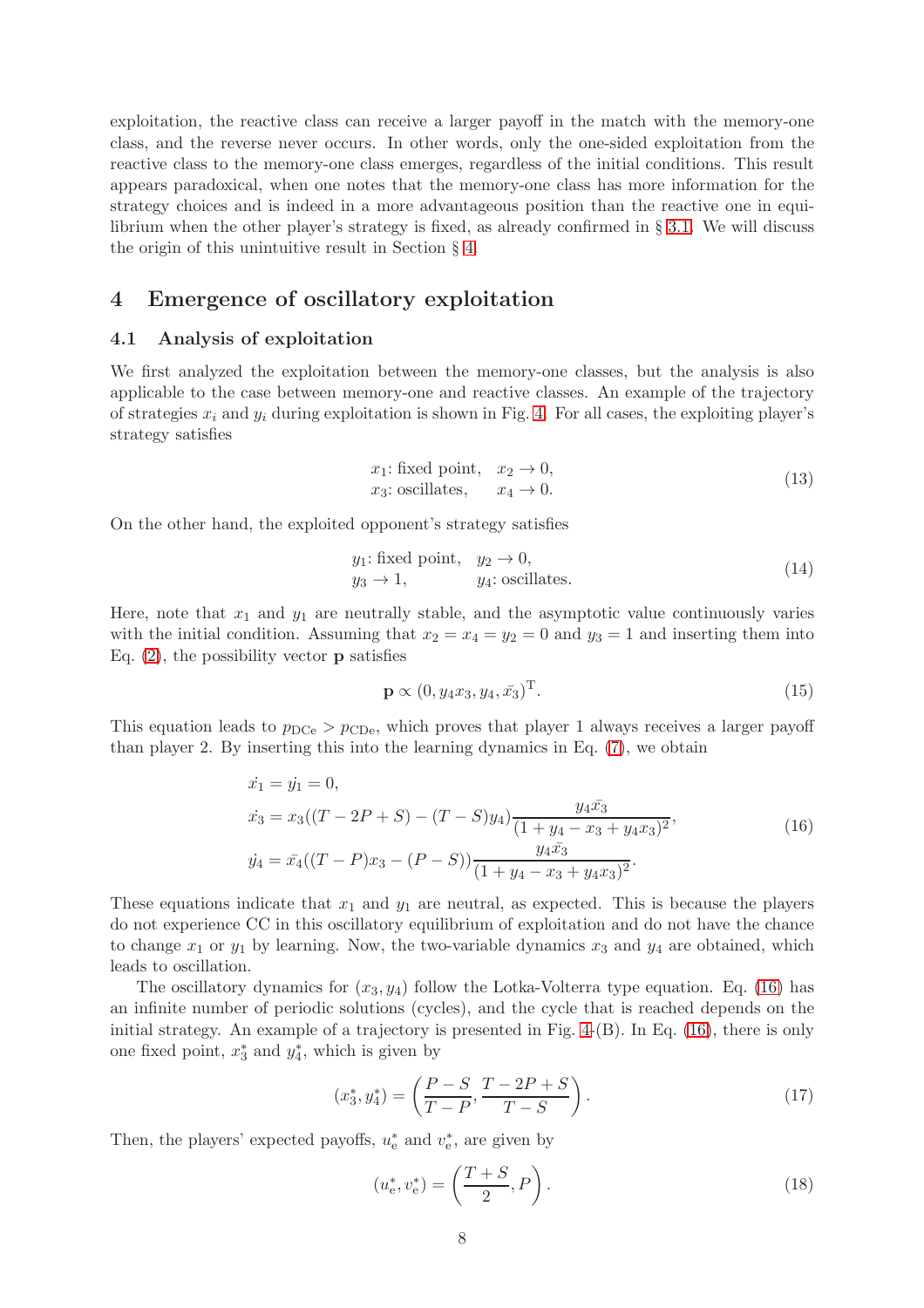exploitation, the reactive class can receive a larger payoff in the match with the memory-one class, and the reverse never occurs. In other words, only the one-sided exploitation from the reactive class to the memory-one class emerges, regardless of the initial conditions. This result appears paradoxical, when one notes that the memory-one class has more information for the strategy choices and is indeed in a more advantageous position than the reactive one in equilibrium when the other player's strategy is fixed, as already confirmed in § 3.1. We will discuss the origin of this unintuitive result in Section § 4.

## 4 Emergence of oscillatory exploitation

### 4.1 Analysis of exploitation

We first analyzed the exploitation between the memory-one classes, but the analysis is also applicable to the case between memory-one and reactive classes. An example of the trajectory of strategies $x_i$ and $y_i$ during exploitation is shown in Fig. 4. For all cases, the exploiting player's strategy satisfies

$$
\begin{aligned}
&x_1\text{: fixed point}, \quad x_2 \to 0, \\
&x_3\text{: oscillates}, \quad\;\; x_4 \to 0.
\end{aligned}
\tag{13}
$$

On the other hand, the exploited opponent's strategy satisfies

$$
\begin{aligned}
&y_1\text{: fixed point}, \quad y_2 \to 0, \\
&y_3 \to 1, \qquad\qquad\; y_4\text{: oscillates}.
\end{aligned}
\tag{14}
$$

Here, note that $x_1$ and $y_1$ are neutrally stable, and the asymptotic value continuously varies with the initial condition. Assuming that $x_2 = x_4 = y_2 = 0$ and $y_3 = 1$ and inserting them into Eq. (2), the possibility vector $\mathbf{p}$ satisfies

$$
\mathbf{p} \propto (0, y_4 x_3, y_4, \bar{x_3})^{\mathrm{T}}.
\tag{15}
$$

This equation leads to $p_{\mathrm{DCe}} > p_{\mathrm{CDe}}$, which proves that player 1 always receives a larger payoff than player 2. By inserting this into the learning dynamics in Eq. (7), we obtain

$$
\begin{aligned}
&\dot{x_1} = \dot{y_1} = 0, \\
&\dot{x_3} = x_3((T-2P+S) - (T-S)y_4)\frac{y_4 \bar{x_3}}{(1 + y_4 - x_3 + y_4 x_3)^2}, \\
&\dot{y_4} = \bar{x_4}((T-P)x_3 - (P-S))\frac{y_4 \bar{x_3}}{(1 + y_4 - x_3 + y_4 x_3)^2}.
\end{aligned}
\tag{16}
$$

These equations indicate that $x_1$ and $y_1$ are neutral, as expected. This is because the players do not experience CC in this oscillatory equilibrium of exploitation and do not have the chance to change $x_1$ or $y_1$ by learning. Now, the two-variable dynamics $x_3$ and $y_4$ are obtained, which leads to oscillation.

The oscillatory dynamics for $(x_3, y_4)$ follow the Lotka-Volterra type equation. Eq. (16) has an infinite number of periodic solutions (cycles), and the cycle that is reached depends on the initial strategy. An example of a trajectory is presented in Fig. 4-(B). In Eq. (16), there is only one fixed point, $x_3^*$ and $y_4^*$, which is given by

$$
(x_3^*, y_4^*) = \left(\frac{P-S}{T-P}, \frac{T-2P+S}{T-S}\right).
\tag{17}
$$

Then, the players' expected payoffs, $u_{\mathrm{e}}^*$ and $v_{\mathrm{e}}^*$, are given by

$$
(u_{\mathrm{e}}^*, v_{\mathrm{e}}^*) = \left(\frac{T+S}{2}, P\right).
\tag{18}
$$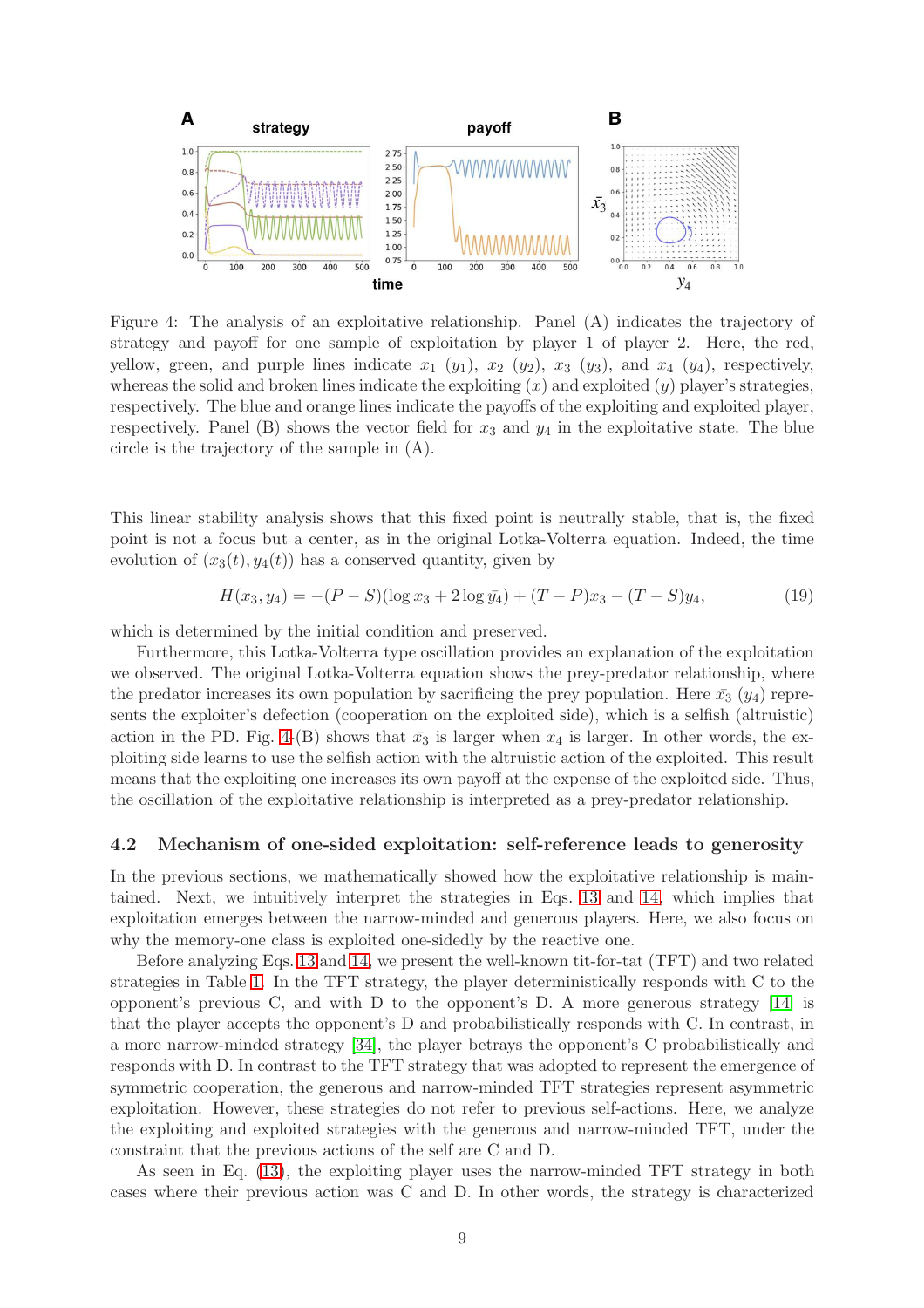Figure 4: The analysis of an exploitative relationship. Panel (A) indicates the trajectory of strategy and payoff for one sample of exploitation by player 1 of player 2. Here, the red, yellow, green, and purple lines indicate $x_1$ ($y_1$), $x_2$ ($y_2$), $x_3$ ($y_3$), and $x_4$ ($y_4$), respectively, whereas the solid and broken lines indicate the exploiting ($x$) and exploited ($y$) player's strategies, respectively. The blue and orange lines indicate the payoffs of the exploiting and exploited player, respectively. Panel (B) shows the vector field for $x_3$ and $y_4$ in the exploitative state. The blue circle is the trajectory of the sample in (A).

This linear stability analysis shows that this fixed point is neutrally stable, that is, the fixed point is not a focus but a center, as in the original Lotka-Volterra equation. Indeed, the time evolution of $(x_3(t), y_4(t))$ has a conserved quantity, given by

$$H(x_3, y_4) = -(P - S)(\log x_3 + 2\log \bar{y}_4) + (T - P)x_3 - (T - S)y_4, \tag{19}$$

which is determined by the initial condition and preserved.

Furthermore, this Lotka-Volterra type oscillation provides an explanation of the exploitation we observed. The original Lotka-Volterra equation shows the prey-predator relationship, where the predator increases its own population by sacrificing the prey population. Here $\bar{x}_3$ ($y_4$) represents the exploiter's defection (cooperation on the exploited side), which is a selfish (altruistic) action in the PD. Fig. 4-(B) shows that $\bar{x}_3$ is larger when $x_4$ is larger. In other words, the exploiting side learns to use the selfish action with the altruistic action of the exploited. This result means that the exploiting one increases its own payoff at the expense of the exploited side. Thus, the oscillation of the exploitative relationship is interpreted as a prey-predator relationship.

## 4.2 Mechanism of one-sided exploitation: self-reference leads to generosity

In the previous sections, we mathematically showed how the exploitative relationship is maintained. Next, we intuitively interpret the strategies in Eqs. 13 and 14, which implies that exploitation emerges between the narrow-minded and generous players. Here, we also focus on why the memory-one class is exploited one-sidedly by the reactive one.

Before analyzing Eqs. 13 and 14, we present the well-known tit-for-tat (TFT) and two related strategies in Table 1. In the TFT strategy, the player deterministically responds with C to the opponent's previous C, and with D to the opponent's D. A more generous strategy [14] is that the player accepts the opponent's D and probabilistically responds with C. In contrast, in a more narrow-minded strategy [34], the player betrays the opponent's C probabilistically and responds with D. In contrast to the TFT strategy that was adopted to represent the emergence of symmetric cooperation, the generous and narrow-minded TFT strategies represent asymmetric exploitation. However, these strategies do not refer to previous self-actions. Here, we analyze the exploiting and exploited strategies with the generous and narrow-minded TFT, under the constraint that the previous actions of the self are C and D.

As seen in Eq. (13), the exploiting player uses the narrow-minded TFT strategy in both cases where their previous action was C and D. In other words, the strategy is characterized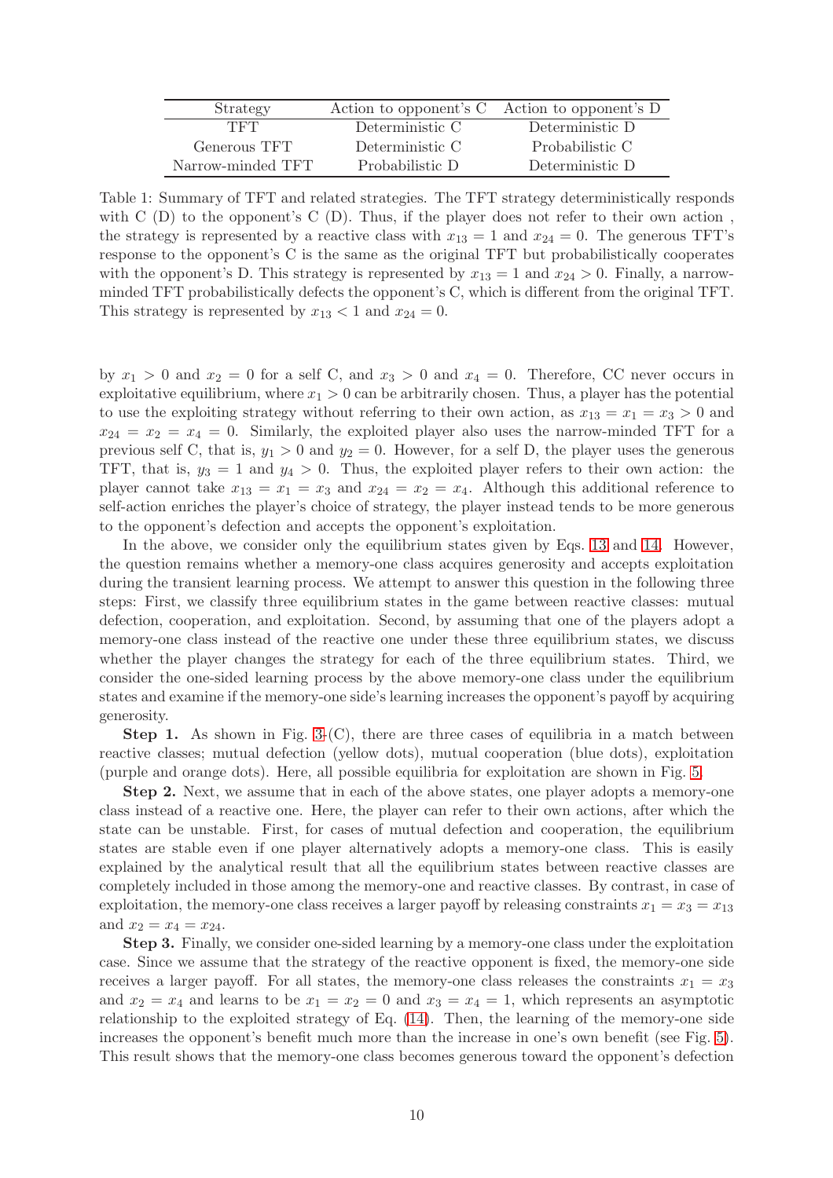| Strategy | Action to opponent's C | Action to opponent's D |
|---|---|---|
| TFT | Deterministic C | Deterministic D |
| Generous TFT | Deterministic C | Probabilistic C |
| Narrow-minded TFT | Probabilistic D | Deterministic D |

Table 1: Summary of TFT and related strategies. The TFT strategy deterministically responds with C (D) to the opponent's C (D). Thus, if the player does not refer to their own action , the strategy is represented by a reactive class with $x_{13} = 1$ and $x_{24} = 0$. The generous TFT's response to the opponent's C is the same as the original TFT but probabilistically cooperates with the opponent's D. This strategy is represented by $x_{13} = 1$ and $x_{24} > 0$. Finally, a narrow-minded TFT probabilistically defects the opponent's C, which is different from the original TFT. This strategy is represented by $x_{13} < 1$ and $x_{24} = 0$.

by $x_1 > 0$ and $x_2 = 0$ for a self C, and $x_3 > 0$ and $x_4 = 0$. Therefore, CC never occurs in exploitative equilibrium, where $x_1 > 0$ can be arbitrarily chosen. Thus, a player has the potential to use the exploiting strategy without referring to their own action, as $x_{13} = x_1 = x_3 > 0$ and $x_{24} = x_2 = x_4 = 0$. Similarly, the exploited player also uses the narrow-minded TFT for a previous self C, that is, $y_1 > 0$ and $y_2 = 0$. However, for a self D, the player uses the generous TFT, that is, $y_3 = 1$ and $y_4 > 0$. Thus, the exploited player refers to their own action: the player cannot take $x_{13} = x_1 = x_3$ and $x_{24} = x_2 = x_4$. Although this additional reference to self-action enriches the player's choice of strategy, the player instead tends to be more generous to the opponent's defection and accepts the opponent's exploitation.

In the above, we consider only the equilibrium states given by Eqs. 13 and 14. However, the question remains whether a memory-one class acquires generosity and accepts exploitation during the transient learning process. We attempt to answer this question in the following three steps: First, we classify three equilibrium states in the game between reactive classes: mutual defection, cooperation, and exploitation. Second, by assuming that one of the players adopt a memory-one class instead of the reactive one under these three equilibrium states, we discuss whether the player changes the strategy for each of the three equilibrium states. Third, we consider the one-sided learning process by the above memory-one class under the equilibrium states and examine if the memory-one side's learning increases the opponent's payoff by acquiring generosity.

**Step 1.** As shown in Fig. 3-(C), there are three cases of equilibria in a match between reactive classes; mutual defection (yellow dots), mutual cooperation (blue dots), exploitation (purple and orange dots). Here, all possible equilibria for exploitation are shown in Fig. 5.

**Step 2.** Next, we assume that in each of the above states, one player adopts a memory-one class instead of a reactive one. Here, the player can refer to their own actions, after which the state can be unstable. First, for cases of mutual defection and cooperation, the equilibrium states are stable even if one player alternatively adopts a memory-one class. This is easily explained by the analytical result that all the equilibrium states between reactive classes are completely included in those among the memory-one and reactive classes. By contrast, in case of exploitation, the memory-one class receives a larger payoff by releasing constraints $x_1 = x_3 = x_{13}$ and $x_2 = x_4 = x_{24}$.

**Step 3.** Finally, we consider one-sided learning by a memory-one class under the exploitation case. Since we assume that the strategy of the reactive opponent is fixed, the memory-one side receives a larger payoff. For all states, the memory-one class releases the constraints $x_1 = x_3$ and $x_2 = x_4$ and learns to be $x_1 = x_2 = 0$ and $x_3 = x_4 = 1$, which represents an asymptotic relationship to the exploited strategy of Eq. (14). Then, the learning of the memory-one side increases the opponent's benefit much more than the increase in one's own benefit (see Fig. 5). This result shows that the memory-one class becomes generous toward the opponent's defection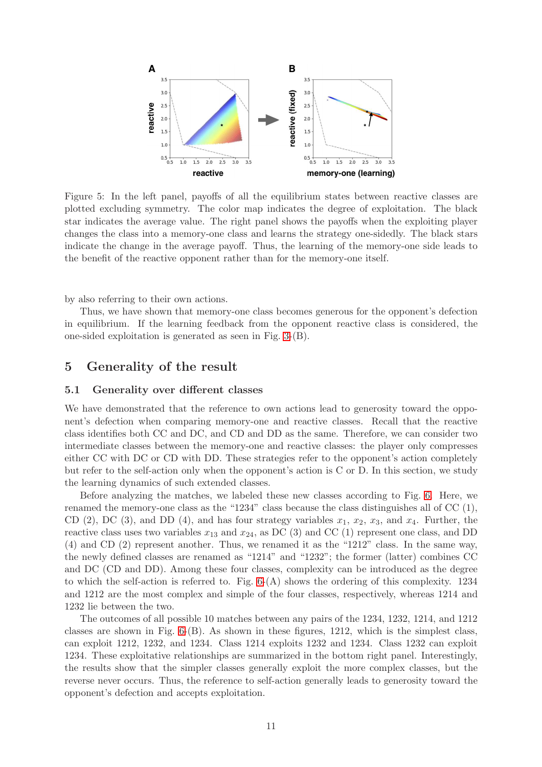Figure 5: In the left panel, payoffs of all the equilibrium states between reactive classes are plotted excluding symmetry. The color map indicates the degree of exploitation. The black star indicates the average value. The right panel shows the payoffs when the exploiting player changes the class into a memory-one class and learns the strategy one-sidedly. The black stars indicate the change in the average payoff. Thus, the learning of the memory-one side leads to the benefit of the reactive opponent rather than for the memory-one itself.

by also referring to their own actions.

Thus, we have shown that memory-one class becomes generous for the opponent's defection in equilibrium. If the learning feedback from the opponent reactive class is considered, the one-sided exploitation is generated as seen in Fig. 3-(B).

## 5 Generality of the result

### 5.1 Generality over different classes

We have demonstrated that the reference to own actions lead to generosity toward the opponent's defection when comparing memory-one and reactive classes. Recall that the reactive class identifies both CC and DC, and CD and DD as the same. Therefore, we can consider two intermediate classes between the memory-one and reactive classes: the player only compresses either CC with DC or CD with DD. These strategies refer to the opponent's action completely but refer to the self-action only when the opponent's action is C or D. In this section, we study the learning dynamics of such extended classes.

Before analyzing the matches, we labeled these new classes according to Fig. 6. Here, we renamed the memory-one class as the "1234" class because the class distinguishes all of CC (1), CD (2), DC (3), and DD (4), and has four strategy variables $x_1$, $x_2$, $x_3$, and $x_4$. Further, the reactive class uses two variables $x_{13}$ and $x_{24}$, as DC (3) and CC (1) represent one class, and DD (4) and CD (2) represent another. Thus, we renamed it as the "1212" class. In the same way, the newly defined classes are renamed as "1214" and "1232"; the former (latter) combines CC and DC (CD and DD). Among these four classes, complexity can be introduced as the degree to which the self-action is referred to. Fig. 6-(A) shows the ordering of this complexity. 1234 and 1212 are the most complex and simple of the four classes, respectively, whereas 1214 and 1232 lie between the two.

The outcomes of all possible 10 matches between any pairs of the 1234, 1232, 1214, and 1212 classes are shown in Fig. 6-(B). As shown in these figures, 1212, which is the simplest class, can exploit 1212, 1232, and 1234. Class 1214 exploits 1232 and 1234. Class 1232 can exploit 1234. These exploitative relationships are summarized in the bottom right panel. Interestingly, the results show that the simpler classes generally exploit the more complex classes, but the reverse never occurs. Thus, the reference to self-action generally leads to generosity toward the opponent's defection and accepts exploitation.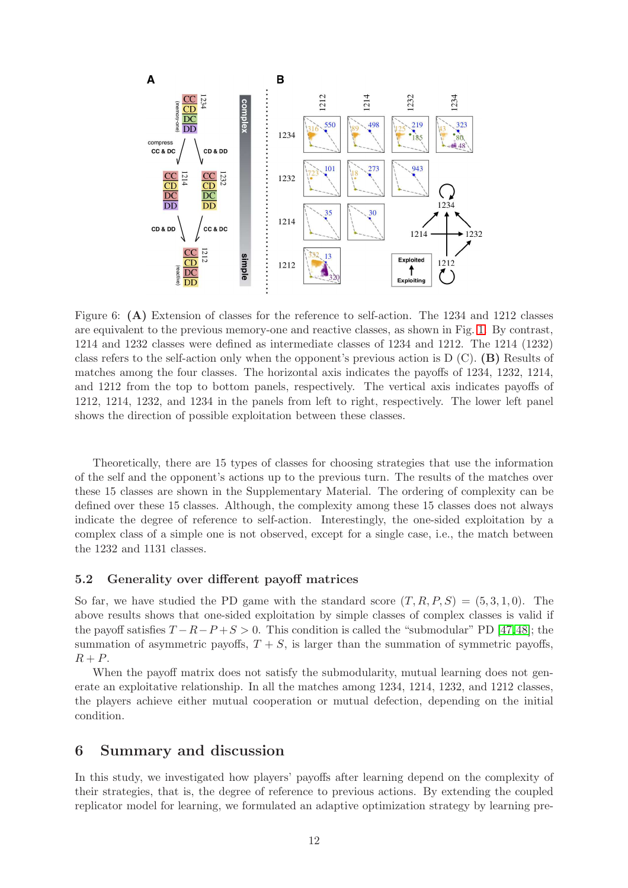Figure 6: **(A)** Extension of classes for the reference to self-action. The 1234 and 1212 classes are equivalent to the previous memory-one and reactive classes, as shown in Fig. 1. By contrast, 1214 and 1232 classes were defined as intermediate classes of 1234 and 1212. The 1214 (1232) class refers to the self-action only when the opponent's previous action is D (C). **(B)** Results of matches among the four classes. The horizontal axis indicates the payoffs of 1234, 1232, 1214, and 1212 from the top to bottom panels, respectively. The vertical axis indicates payoffs of 1212, 1214, 1232, and 1234 in the panels from left to right, respectively. The lower left panel shows the direction of possible exploitation between these classes.

Theoretically, there are 15 types of classes for choosing strategies that use the information of the self and the opponent's actions up to the previous turn. The results of the matches over these 15 classes are shown in the Supplementary Material. The ordering of complexity can be defined over these 15 classes. Although, the complexity among these 15 classes does not always indicate the degree of reference to self-action. Interestingly, the one-sided exploitation by a complex class of a simple one is not observed, except for a single case, i.e., the match between the 1232 and 1131 classes.

## 5.2 Generality over different payoff matrices

So far, we have studied the PD game with the standard score $(T, R, P, S) = (5, 3, 1, 0)$. The above results shows that one-sided exploitation by simple classes of complex classes is valid if the payoff satisfies $T - R - P + S > 0$. This condition is called the "submodular" PD [47,48]; the summation of asymmetric payoffs, $T + S$, is larger than the summation of symmetric payoffs, $R + P$.

When the payoff matrix does not satisfy the submodularity, mutual learning does not generate an exploitative relationship. In all the matches among 1234, 1214, 1232, and 1212 classes, the players achieve either mutual cooperation or mutual defection, depending on the initial condition.

# 6 Summary and discussion

In this study, we investigated how players' payoffs after learning depend on the complexity of their strategies, that is, the degree of reference to previous actions. By extending the coupled replicator model for learning, we formulated an adaptive optimization strategy by learning pre-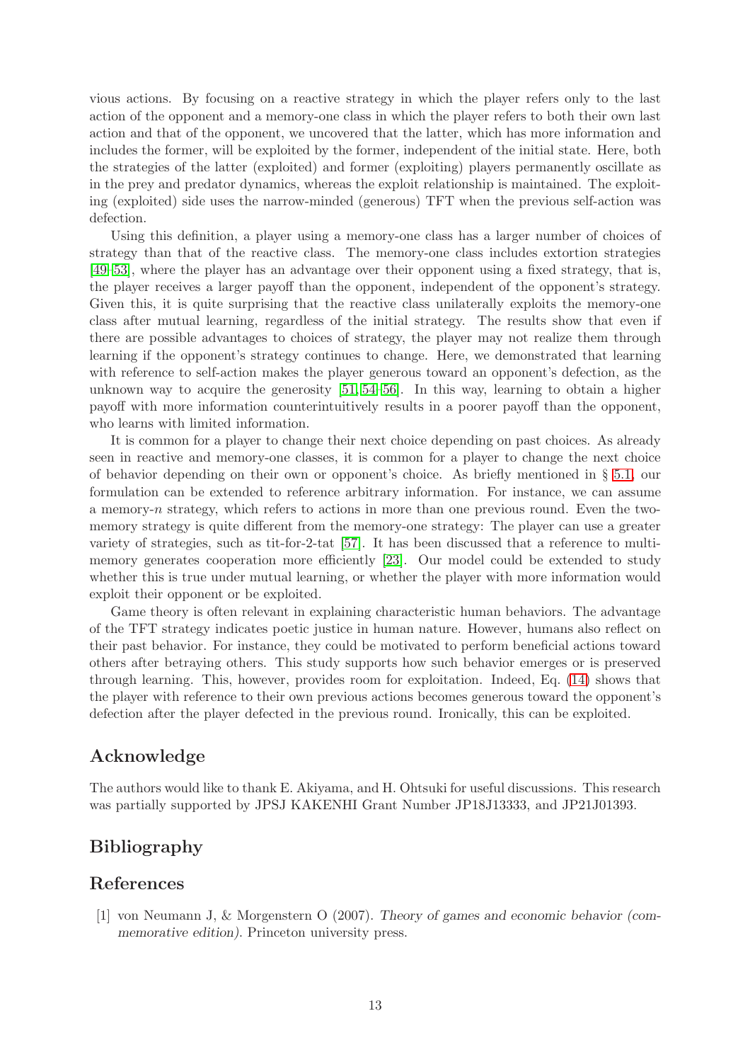vious actions. By focusing on a reactive strategy in which the player refers only to the last action of the opponent and a memory-one class in which the player refers to both their own last action and that of the opponent, we uncovered that the latter, which has more information and includes the former, will be exploited by the former, independent of the initial state. Here, both the strategies of the latter (exploited) and former (exploiting) players permanently oscillate as in the prey and predator dynamics, whereas the exploit relationship is maintained. The exploiting (exploited) side uses the narrow-minded (generous) TFT when the previous self-action was defection.

Using this definition, a player using a memory-one class has a larger number of choices of strategy than that of the reactive class. The memory-one class includes extortion strategies [49–53], where the player has an advantage over their opponent using a fixed strategy, that is, the player receives a larger payoff than the opponent, independent of the opponent's strategy. Given this, it is quite surprising that the reactive class unilaterally exploits the memory-one class after mutual learning, regardless of the initial strategy. The results show that even if there are possible advantages to choices of strategy, the player may not realize them through learning if the opponent's strategy continues to change. Here, we demonstrated that learning with reference to self-action makes the player generous toward an opponent's defection, as the unknown way to acquire the generosity [51, 54–56]. In this way, learning to obtain a higher payoff with more information counterintuitively results in a poorer payoff than the opponent, who learns with limited information.

It is common for a player to change their next choice depending on past choices. As already seen in reactive and memory-one classes, it is common for a player to change the next choice of behavior depending on their own or opponent's choice. As briefly mentioned in § 5.1, our formulation can be extended to reference arbitrary information. For instance, we can assume a memory-$n$ strategy, which refers to actions in more than one previous round. Even the two-memory strategy is quite different from the memory-one strategy: The player can use a greater variety of strategies, such as tit-for-2-tat [57]. It has been discussed that a reference to multi-memory generates cooperation more efficiently [23]. Our model could be extended to study whether this is true under mutual learning, or whether the player with more information would exploit their opponent or be exploited.

Game theory is often relevant in explaining characteristic human behaviors. The advantage of the TFT strategy indicates poetic justice in human nature. However, humans also reflect on their past behavior. For instance, they could be motivated to perform beneficial actions toward others after betraying others. This study supports how such behavior emerges or is preserved through learning. This, however, provides room for exploitation. Indeed, Eq. (14) shows that the player with reference to their own previous actions becomes generous toward the opponent's defection after the player defected in the previous round. Ironically, this can be exploited.

## Acknowledge

The authors would like to thank E. Akiyama, and H. Ohtsuki for useful discussions. This research was partially supported by JPSJ KAKENHI Grant Number JP18J13333, and JP21J01393.

## Bibliography

## References

[1] von Neumann J, & Morgenstern O (2007). *Theory of games and economic behavior (commemorative edition)*. Princeton university press.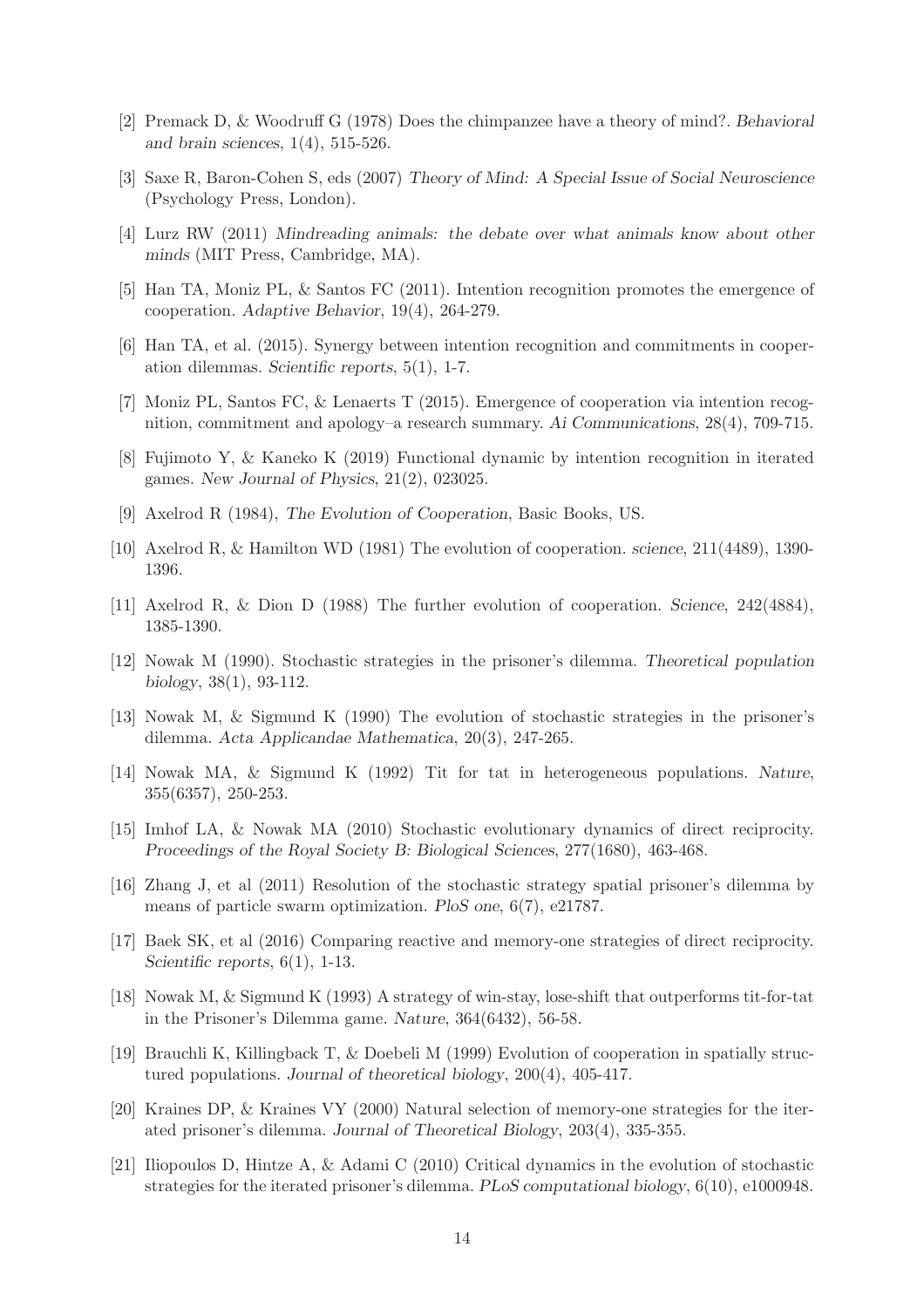[2] Premack D, & Woodruff G (1978) Does the chimpanzee have a theory of mind?. *Behavioral and brain sciences*, 1(4), 515-526.

[3] Saxe R, Baron-Cohen S, eds (2007) *Theory of Mind: A Special Issue of Social Neuroscience* (Psychology Press, London).

[4] Lurz RW (2011) *Mindreading animals: the debate over what animals know about other minds* (MIT Press, Cambridge, MA).

[5] Han TA, Moniz PL, & Santos FC (2011). Intention recognition promotes the emergence of cooperation. *Adaptive Behavior*, 19(4), 264-279.

[6] Han TA, et al. (2015). Synergy between intention recognition and commitments in cooperation dilemmas. *Scientific reports*, 5(1), 1-7.

[7] Moniz PL, Santos FC, & Lenaerts T (2015). Emergence of cooperation via intention recognition, commitment and apology–a research summary. *Ai Communications*, 28(4), 709-715.

[8] Fujimoto Y, & Kaneko K (2019) Functional dynamic by intention recognition in iterated games. *New Journal of Physics*, 21(2), 023025.

[9] Axelrod R (1984), *The Evolution of Cooperation*, Basic Books, US.

[10] Axelrod R, & Hamilton WD (1981) The evolution of cooperation. *science*, 211(4489), 1390-1396.

[11] Axelrod R, & Dion D (1988) The further evolution of cooperation. *Science*, 242(4884), 1385-1390.

[12] Nowak M (1990). Stochastic strategies in the prisoner's dilemma. *Theoretical population biology*, 38(1), 93-112.

[13] Nowak M, & Sigmund K (1990) The evolution of stochastic strategies in the prisoner's dilemma. *Acta Applicandae Mathematica*, 20(3), 247-265.

[14] Nowak MA, & Sigmund K (1992) Tit for tat in heterogeneous populations. *Nature*, 355(6357), 250-253.

[15] Imhof LA, & Nowak MA (2010) Stochastic evolutionary dynamics of direct reciprocity. *Proceedings of the Royal Society B: Biological Sciences*, 277(1680), 463-468.

[16] Zhang J, et al (2011) Resolution of the stochastic strategy spatial prisoner's dilemma by means of particle swarm optimization. *PloS one*, 6(7), e21787.

[17] Baek SK, et al (2016) Comparing reactive and memory-one strategies of direct reciprocity. *Scientific reports*, 6(1), 1-13.

[18] Nowak M, & Sigmund K (1993) A strategy of win-stay, lose-shift that outperforms tit-for-tat in the Prisoner's Dilemma game. *Nature*, 364(6432), 56-58.

[19] Brauchli K, Killingback T, & Doebeli M (1999) Evolution of cooperation in spatially structured populations. *Journal of theoretical biology*, 200(4), 405-417.

[20] Kraines DP, & Kraines VY (2000) Natural selection of memory-one strategies for the iterated prisoner's dilemma. *Journal of Theoretical Biology*, 203(4), 335-355.

[21] Iliopoulos D, Hintze A, & Adami C (2010) Critical dynamics in the evolution of stochastic strategies for the iterated prisoner's dilemma. *PLoS computational biology*, 6(10), e1000948.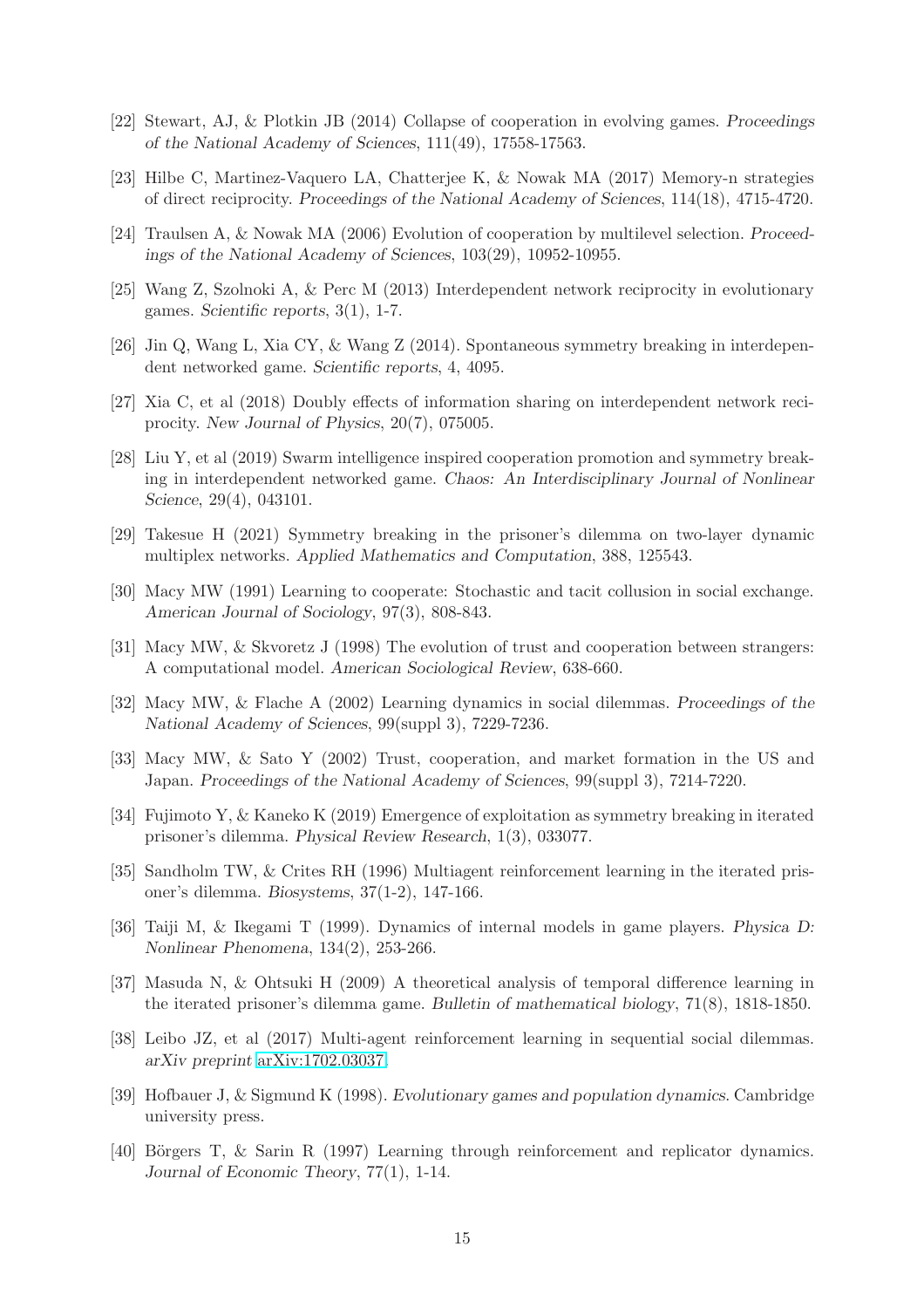[22] Stewart, AJ, & Plotkin JB (2014) Collapse of cooperation in evolving games. *Proceedings of the National Academy of Sciences*, 111(49), 17558-17563.

[23] Hilbe C, Martinez-Vaquero LA, Chatterjee K, & Nowak MA (2017) Memory-n strategies of direct reciprocity. *Proceedings of the National Academy of Sciences*, 114(18), 4715-4720.

[24] Traulsen A, & Nowak MA (2006) Evolution of cooperation by multilevel selection. *Proceedings of the National Academy of Sciences*, 103(29), 10952-10955.

[25] Wang Z, Szolnoki A, & Perc M (2013) Interdependent network reciprocity in evolutionary games. *Scientific reports*, 3(1), 1-7.

[26] Jin Q, Wang L, Xia CY, & Wang Z (2014). Spontaneous symmetry breaking in interdependent networked game. *Scientific reports*, 4, 4095.

[27] Xia C, et al (2018) Doubly effects of information sharing on interdependent network reciprocity. *New Journal of Physics*, 20(7), 075005.

[28] Liu Y, et al (2019) Swarm intelligence inspired cooperation promotion and symmetry breaking in interdependent networked game. *Chaos: An Interdisciplinary Journal of Nonlinear Science*, 29(4), 043101.

[29] Takesue H (2021) Symmetry breaking in the prisoner's dilemma on two-layer dynamic multiplex networks. *Applied Mathematics and Computation*, 388, 125543.

[30] Macy MW (1991) Learning to cooperate: Stochastic and tacit collusion in social exchange. *American Journal of Sociology*, 97(3), 808-843.

[31] Macy MW, & Skvoretz J (1998) The evolution of trust and cooperation between strangers: A computational model. *American Sociological Review*, 638-660.

[32] Macy MW, & Flache A (2002) Learning dynamics in social dilemmas. *Proceedings of the National Academy of Sciences*, 99(suppl 3), 7229-7236.

[33] Macy MW, & Sato Y (2002) Trust, cooperation, and market formation in the US and Japan. *Proceedings of the National Academy of Sciences*, 99(suppl 3), 7214-7220.

[34] Fujimoto Y, & Kaneko K (2019) Emergence of exploitation as symmetry breaking in iterated prisoner's dilemma. *Physical Review Research*, 1(3), 033077.

[35] Sandholm TW, & Crites RH (1996) Multiagent reinforcement learning in the iterated prisoner's dilemma. *Biosystems*, 37(1-2), 147-166.

[36] Taiji M, & Ikegami T (1999). Dynamics of internal models in game players. *Physica D: Nonlinear Phenomena*, 134(2), 253-266.

[37] Masuda N, & Ohtsuki H (2009) A theoretical analysis of temporal difference learning in the iterated prisoner's dilemma game. *Bulletin of mathematical biology*, 71(8), 1818-1850.

[38] Leibo JZ, et al (2017) Multi-agent reinforcement learning in sequential social dilemmas. *arXiv preprint* arXiv:1702.03037.

[39] Hofbauer J, & Sigmund K (1998). *Evolutionary games and population dynamics*. Cambridge university press.

[40] Börgers T, & Sarin R (1997) Learning through reinforcement and replicator dynamics. *Journal of Economic Theory*, 77(1), 1-14.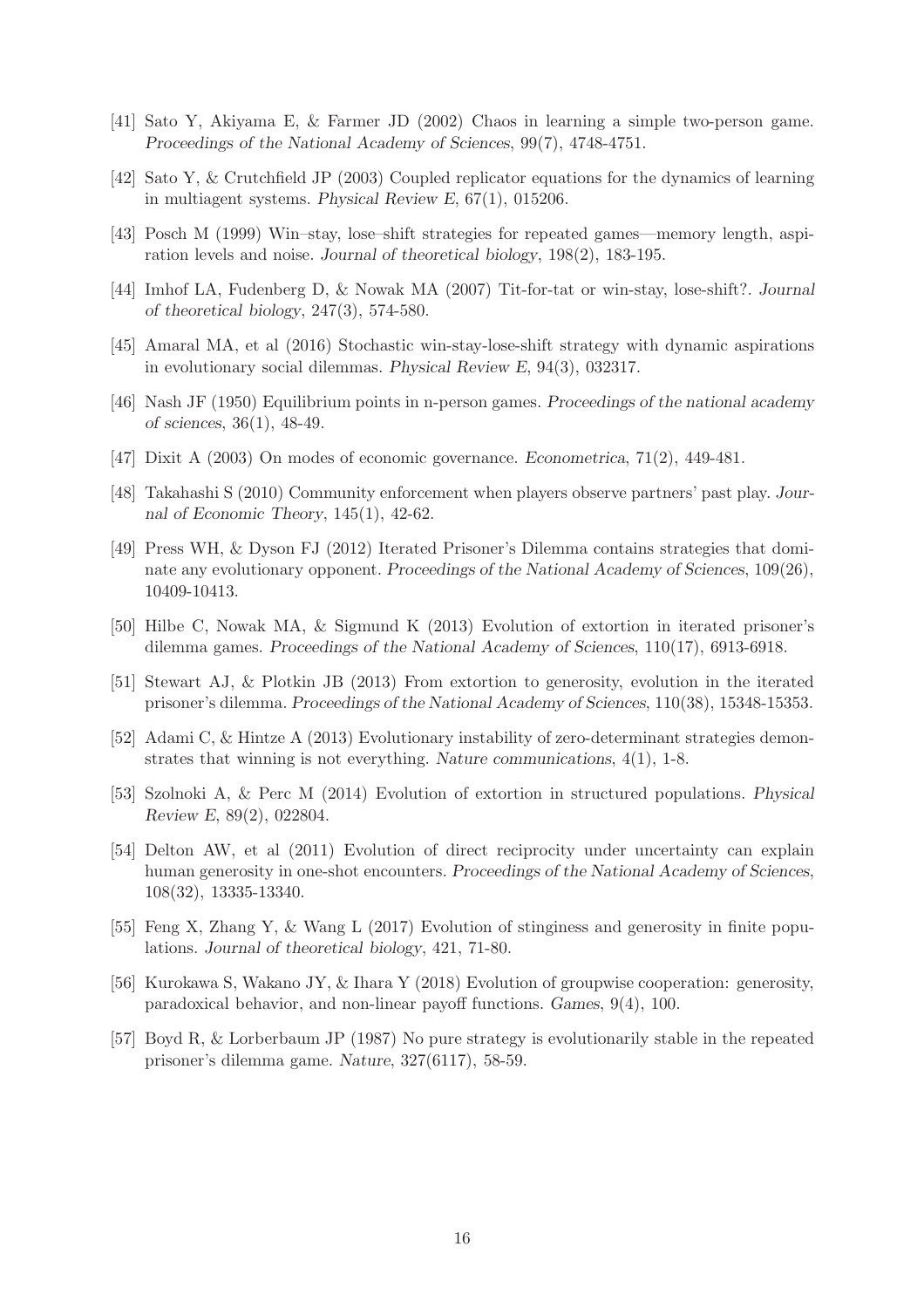[41] Sato Y, Akiyama E, & Farmer JD (2002) Chaos in learning a simple two-person game. *Proceedings of the National Academy of Sciences*, 99(7), 4748-4751.

[42] Sato Y, & Crutchfield JP (2003) Coupled replicator equations for the dynamics of learning in multiagent systems. *Physical Review E*, 67(1), 015206.

[43] Posch M (1999) Win–stay, lose–shift strategies for repeated games—memory length, aspiration levels and noise. *Journal of theoretical biology*, 198(2), 183-195.

[44] Imhof LA, Fudenberg D, & Nowak MA (2007) Tit-for-tat or win-stay, lose-shift?. *Journal of theoretical biology*, 247(3), 574-580.

[45] Amaral MA, et al (2016) Stochastic win-stay-lose-shift strategy with dynamic aspirations in evolutionary social dilemmas. *Physical Review E*, 94(3), 032317.

[46] Nash JF (1950) Equilibrium points in n-person games. *Proceedings of the national academy of sciences*, 36(1), 48-49.

[47] Dixit A (2003) On modes of economic governance. *Econometrica*, 71(2), 449-481.

[48] Takahashi S (2010) Community enforcement when players observe partners' past play. *Journal of Economic Theory*, 145(1), 42-62.

[49] Press WH, & Dyson FJ (2012) Iterated Prisoner's Dilemma contains strategies that dominate any evolutionary opponent. *Proceedings of the National Academy of Sciences*, 109(26), 10409-10413.

[50] Hilbe C, Nowak MA, & Sigmund K (2013) Evolution of extortion in iterated prisoner's dilemma games. *Proceedings of the National Academy of Sciences*, 110(17), 6913-6918.

[51] Stewart AJ, & Plotkin JB (2013) From extortion to generosity, evolution in the iterated prisoner's dilemma. *Proceedings of the National Academy of Sciences*, 110(38), 15348-15353.

[52] Adami C, & Hintze A (2013) Evolutionary instability of zero-determinant strategies demonstrates that winning is not everything. *Nature communications*, 4(1), 1-8.

[53] Szolnoki A, & Perc M (2014) Evolution of extortion in structured populations. *Physical Review E*, 89(2), 022804.

[54] Delton AW, et al (2011) Evolution of direct reciprocity under uncertainty can explain human generosity in one-shot encounters. *Proceedings of the National Academy of Sciences*, 108(32), 13335-13340.

[55] Feng X, Zhang Y, & Wang L (2017) Evolution of stinginess and generosity in finite populations. *Journal of theoretical biology*, 421, 71-80.

[56] Kurokawa S, Wakano JY, & Ihara Y (2018) Evolution of groupwise cooperation: generosity, paradoxical behavior, and non-linear payoff functions. *Games*, 9(4), 100.

[57] Boyd R, & Lorberbaum JP (1987) No pure strategy is evolutionarily stable in the repeated prisoner's dilemma game. *Nature*, 327(6117), 58-59.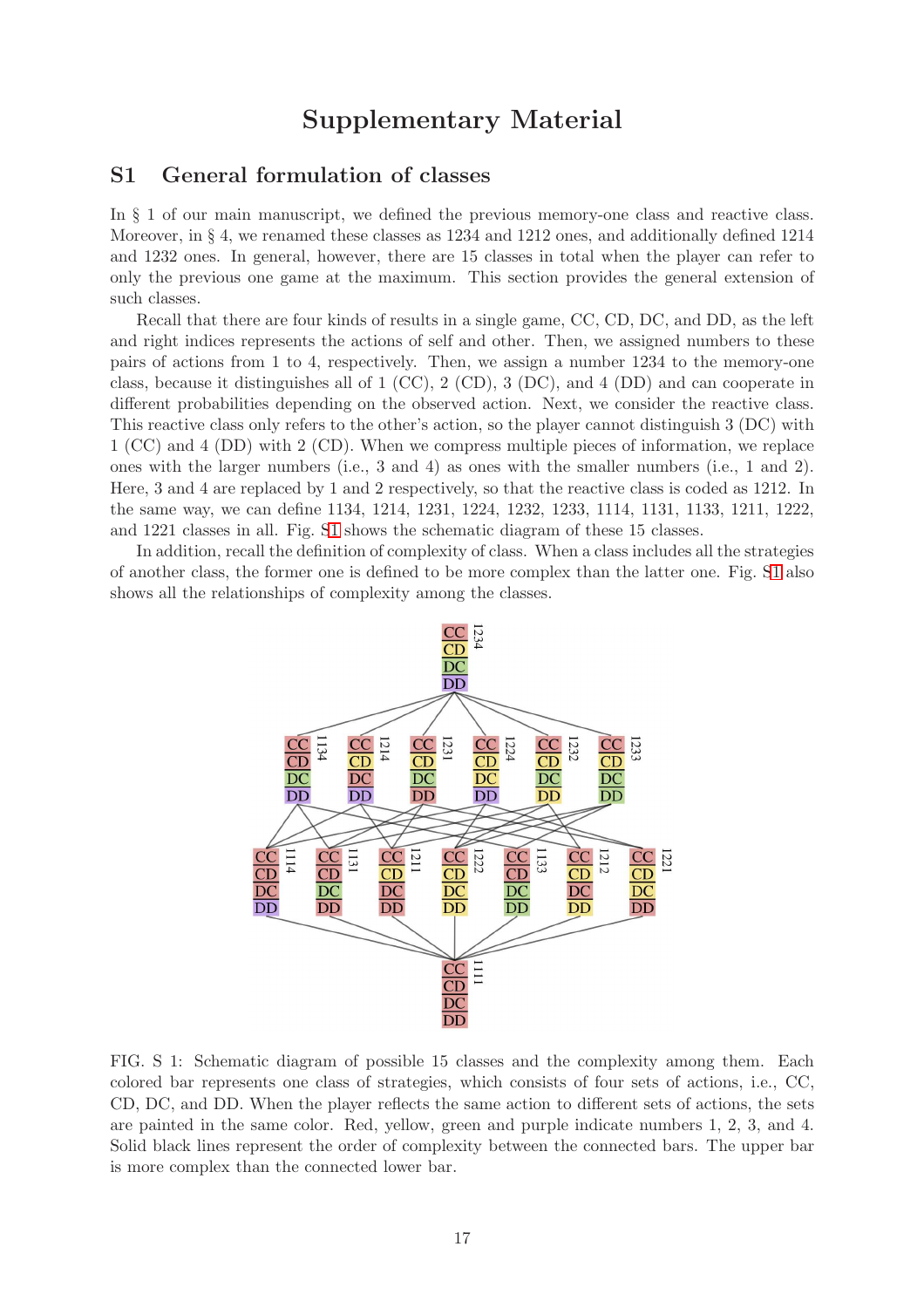# Supplementary Material

## S1 General formulation of classes

In § 1 of our main manuscript, we defined the previous memory-one class and reactive class. Moreover, in § 4, we renamed these classes as 1234 and 1212 ones, and additionally defined 1214 and 1232 ones. In general, however, there are 15 classes in total when the player can refer to only the previous one game at the maximum. This section provides the general extension of such classes.

Recall that there are four kinds of results in a single game, CC, CD, DC, and DD, as the left and right indices represents the actions of self and other. Then, we assigned numbers to these pairs of actions from 1 to 4, respectively. Then, we assign a number 1234 to the memory-one class, because it distinguishes all of 1 (CC), 2 (CD), 3 (DC), and 4 (DD) and can cooperate in different probabilities depending on the observed action. Next, we consider the reactive class. This reactive class only refers to the other's action, so the player cannot distinguish 3 (DC) with 1 (CC) and 4 (DD) with 2 (CD). When we compress multiple pieces of information, we replace ones with the larger numbers (i.e., 3 and 4) as ones with the smaller numbers (i.e., 1 and 2). Here, 3 and 4 are replaced by 1 and 2 respectively, so that the reactive class is coded as 1212. In the same way, we can define 1134, 1214, 1231, 1224, 1232, 1233, 1114, 1131, 1133, 1211, 1222, and 1221 classes in all. Fig. S1 shows the schematic diagram of these 15 classes.

In addition, recall the definition of complexity of class. When a class includes all the strategies of another class, the former one is defined to be more complex than the latter one. Fig. S1 also shows all the relationships of complexity among the classes.

FIG. S 1: Schematic diagram of possible 15 classes and the complexity among them. Each colored bar represents one class of strategies, which consists of four sets of actions, i.e., CC, CD, DC, and DD. When the player reflects the same action to different sets of actions, the sets are painted in the same color. Red, yellow, green and purple indicate numbers 1, 2, 3, and 4. Solid black lines represent the order of complexity between the connected bars. The upper bar is more complex than the connected lower bar.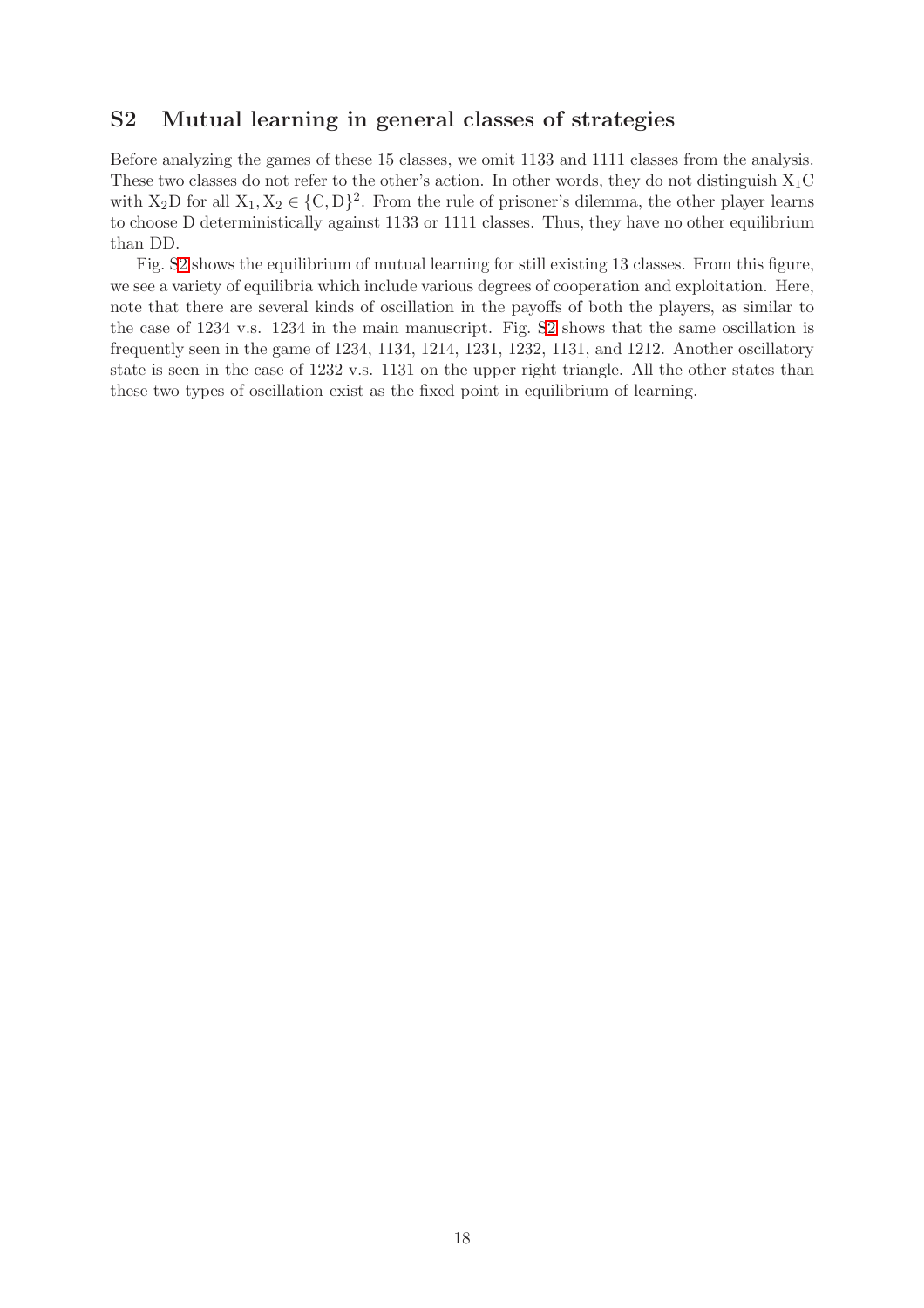## S2 Mutual learning in general classes of strategies

Before analyzing the games of these 15 classes, we omit 1133 and 1111 classes from the analysis. These two classes do not refer to the other's action. In other words, they do not distinguish $X_1C$ with $X_2D$ for all $X_1, X_2 \in \{C, D\}^2$. From the rule of prisoner's dilemma, the other player learns to choose D deterministically against 1133 or 1111 classes. Thus, they have no other equilibrium than DD.

Fig. S2 shows the equilibrium of mutual learning for still existing 13 classes. From this figure, we see a variety of equilibria which include various degrees of cooperation and exploitation. Here, note that there are several kinds of oscillation in the payoffs of both the players, as similar to the case of 1234 v.s. 1234 in the main manuscript. Fig. S2 shows that the same oscillation is frequently seen in the game of 1234, 1134, 1214, 1231, 1232, 1131, and 1212. Another oscillatory state is seen in the case of 1232 v.s. 1131 on the upper right triangle. All the other states than these two types of oscillation exist as the fixed point in equilibrium of learning.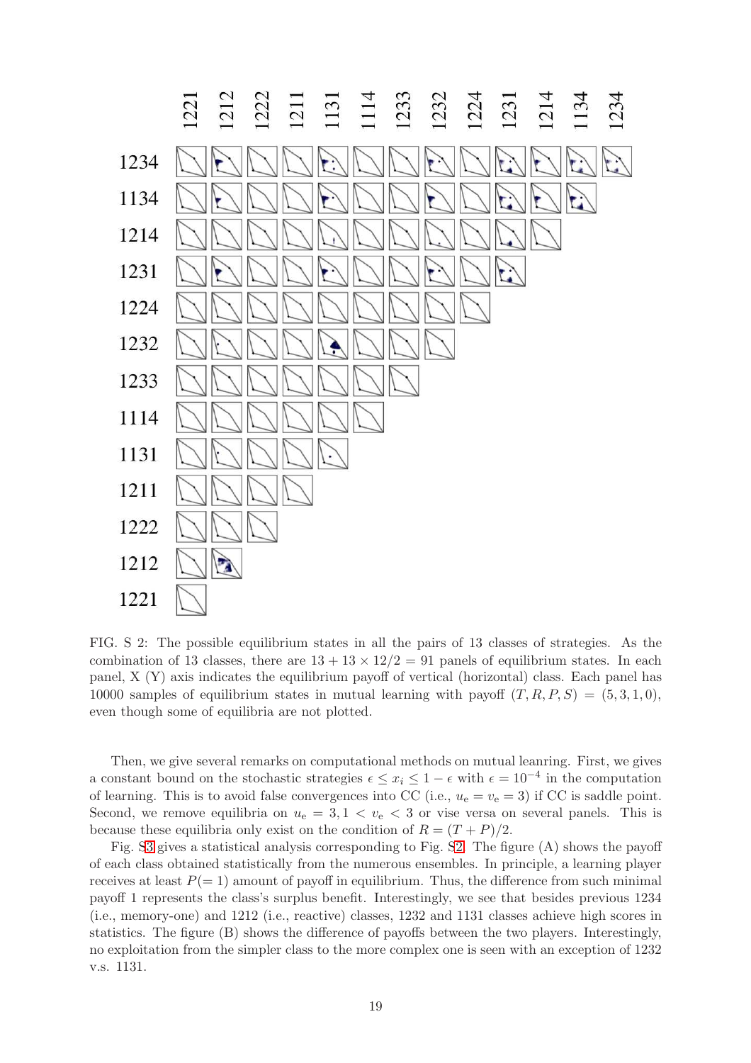FIG. S 2: The possible equilibrium states in all the pairs of 13 classes of strategies. As the combination of 13 classes, there are $13 + 13 \times 12/2 = 91$ panels of equilibrium states. In each panel, X (Y) axis indicates the equilibrium payoff of vertical (horizontal) class. Each panel has 10000 samples of equilibrium states in mutual learning with payoff $(T, R, P, S) = (5, 3, 1, 0)$, even though some of equilibria are not plotted.

Then, we give several remarks on computational methods on mutual leanring. First, we gives a constant bound on the stochastic strategies $\epsilon \leq x_i \leq 1 - \epsilon$ with $\epsilon = 10^{-4}$ in the computation of learning. This is to avoid false convergences into CC (i.e., $u_{\mathrm{e}} = v_{\mathrm{e}} = 3$) if CC is saddle point. Second, we remove equilibria on $u_{\mathrm{e}} = 3, 1 < v_{\mathrm{e}} < 3$ or vise versa on several panels. This is because these equilibria only exist on the condition of $R = (T + P)/2$.

Fig. S3 gives a statistical analysis corresponding to Fig. S2. The figure (A) shows the payoff of each class obtained statistically from the numerous ensembles. In principle, a learning player receives at least $P(= 1)$ amount of payoff in equilibrium. Thus, the difference from such minimal payoff 1 represents the class's surplus benefit. Interestingly, we see that besides previous 1234 (i.e., memory-one) and 1212 (i.e., reactive) classes, 1232 and 1131 classes achieve high scores in statistics. The figure (B) shows the difference of payoffs between the two players. Interestingly, no exploitation from the simpler class to the more complex one is seen with an exception of 1232 v.s. 1131.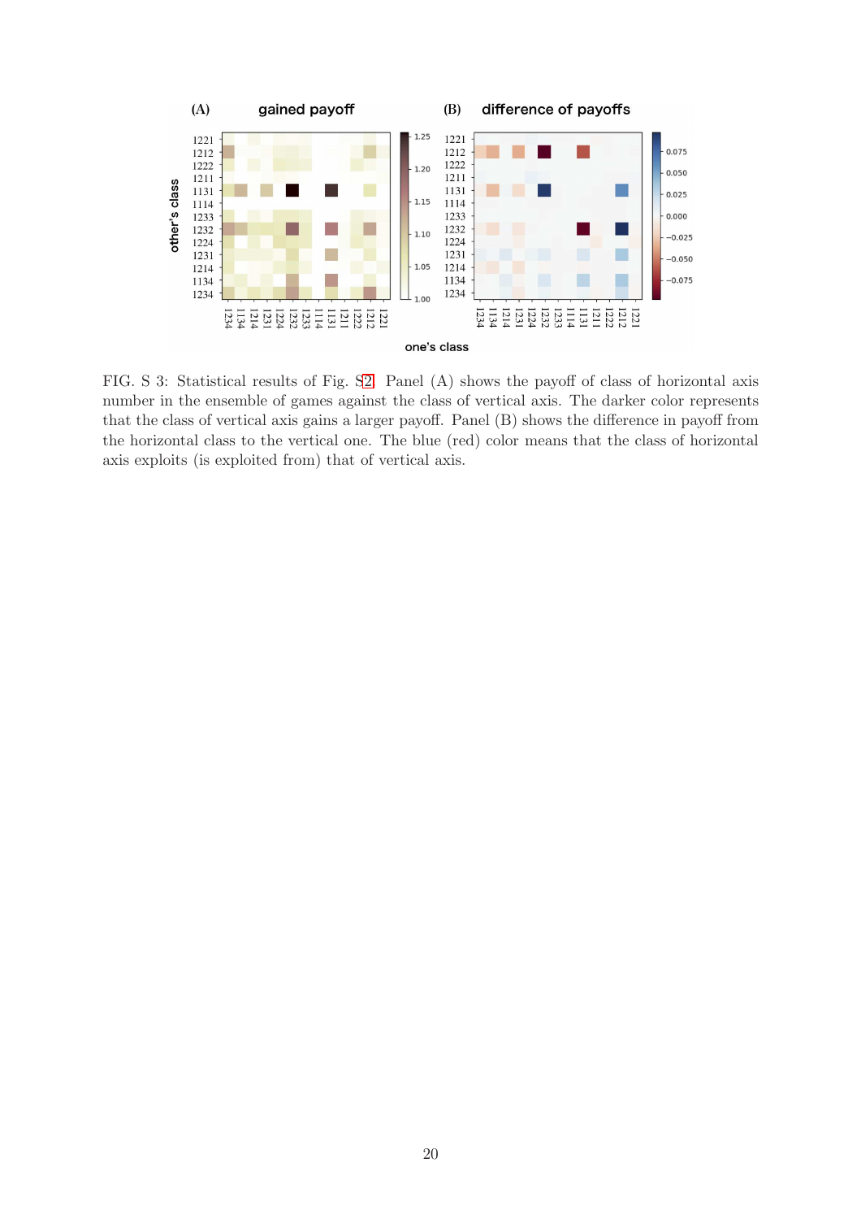(A) gained payoff

other's class

1221
1212
1222
1211
1131
1114
1233
1232
1224
1231
1214
1134
1234

1234 1134 1214 1231 1224 1232 1233 1114 1131 1211 1222 1212 1221

1.25
1.20
1.15
1.10
1.05
1.00

(B) difference of payoffs

1221
1212
1222
1211
1131
1114
1233
1232
1224
1231
1214
1134
1234

1234 1134 1214 1231 1224 1232 1233 1114 1131 1211 1222 1212 1221

0.075
0.050
0.025
0.000
−0.025
−0.050
−0.075

one's class

FIG. S 3: Statistical results of Fig. S2. Panel (A) shows the payoff of class of horizontal axis number in the ensemble of games against the class of vertical axis. The darker color represents that the class of vertical axis gains a larger payoff. Panel (B) shows the difference in payoff from the horizontal class to the vertical one. The blue (red) color means that the class of horizontal axis exploits (is exploited from) that of vertical axis.